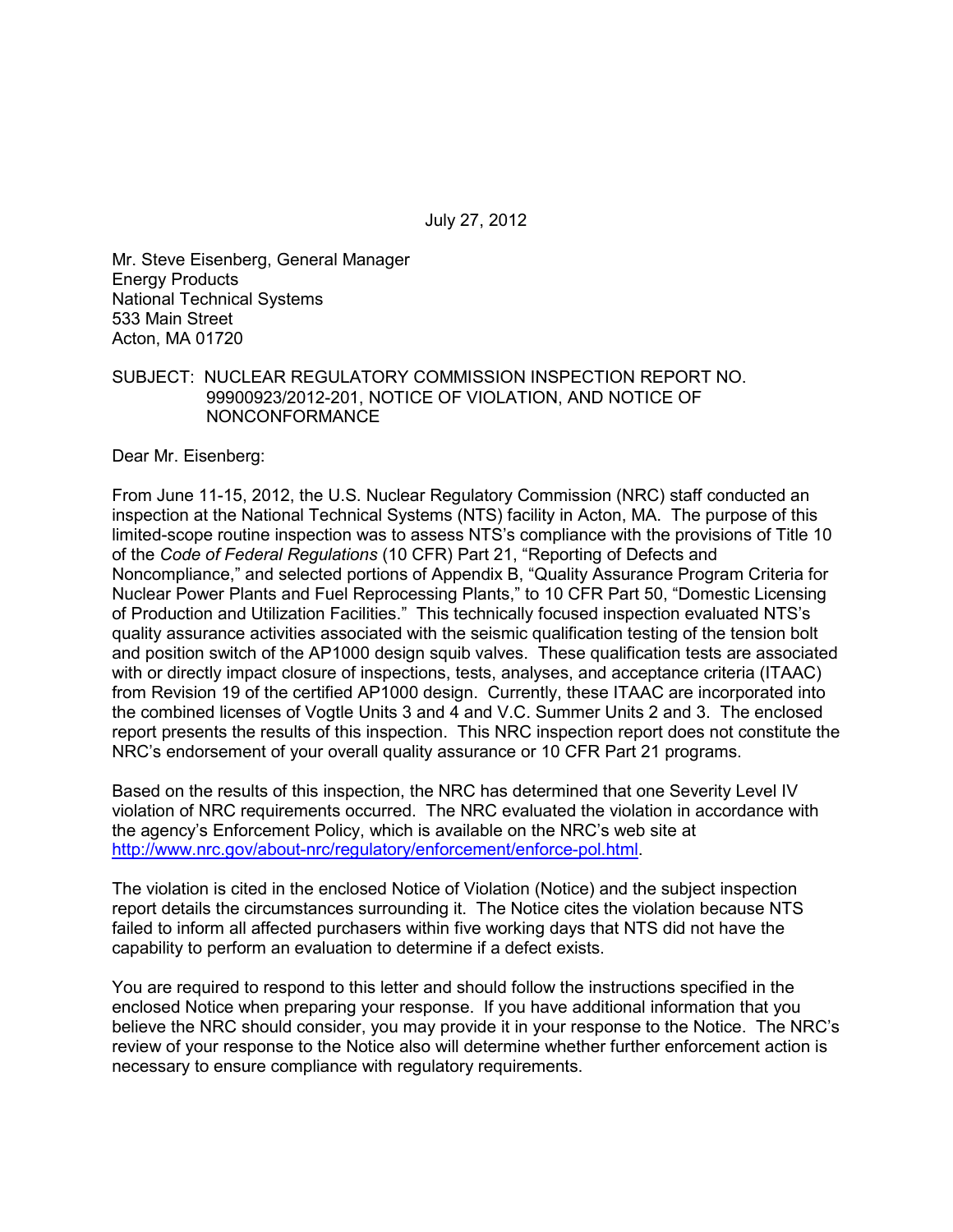July 27, 2012

Mr. Steve Eisenberg, General Manager
Energy Products
National Technical Systems
533 Main Street
Acton, MA 01720

SUBJECT: NUCLEAR REGULATORY COMMISSION INSPECTION REPORT NO. 99900923/2012-201, NOTICE OF VIOLATION, AND NOTICE OF NONCONFORMANCE

Dear Mr. Eisenberg:

From June 11-15, 2012, the U.S. Nuclear Regulatory Commission (NRC) staff conducted an inspection at the National Technical Systems (NTS) facility in Acton, MA. The purpose of this limited-scope routine inspection was to assess NTS's compliance with the provisions of Title 10 of the *Code of Federal Regulations* (10 CFR) Part 21, "Reporting of Defects and Noncompliance," and selected portions of Appendix B, "Quality Assurance Program Criteria for Nuclear Power Plants and Fuel Reprocessing Plants," to 10 CFR Part 50, "Domestic Licensing of Production and Utilization Facilities." This technically focused inspection evaluated NTS's quality assurance activities associated with the seismic qualification testing of the tension bolt and position switch of the AP1000 design squib valves. These qualification tests are associated with or directly impact closure of inspections, tests, analyses, and acceptance criteria (ITAAC) from Revision 19 of the certified AP1000 design. Currently, these ITAAC are incorporated into the combined licenses of Vogtle Units 3 and 4 and V.C. Summer Units 2 and 3. The enclosed report presents the results of this inspection. This NRC inspection report does not constitute the NRC's endorsement of your overall quality assurance or 10 CFR Part 21 programs.

Based on the results of this inspection, the NRC has determined that one Severity Level IV violation of NRC requirements occurred. The NRC evaluated the violation in accordance with the agency's Enforcement Policy, which is available on the NRC's web site at http://www.nrc.gov/about-nrc/regulatory/enforcement/enforce-pol.html.

The violation is cited in the enclosed Notice of Violation (Notice) and the subject inspection report details the circumstances surrounding it. The Notice cites the violation because NTS failed to inform all affected purchasers within five working days that NTS did not have the capability to perform an evaluation to determine if a defect exists.

You are required to respond to this letter and should follow the instructions specified in the enclosed Notice when preparing your response. If you have additional information that you believe the NRC should consider, you may provide it in your response to the Notice. The NRC's review of your response to the Notice also will determine whether further enforcement action is necessary to ensure compliance with regulatory requirements.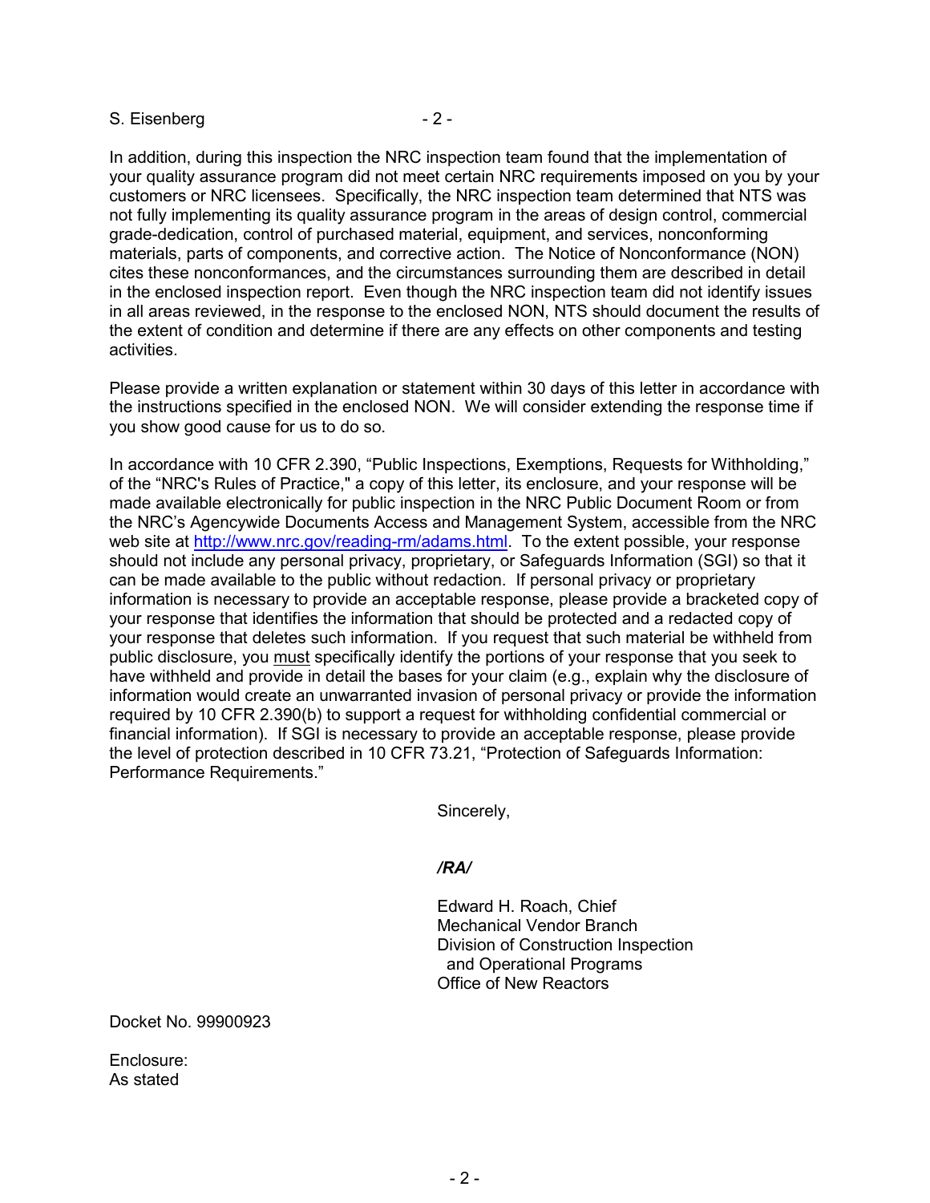In addition, during this inspection the NRC inspection team found that the implementation of your quality assurance program did not meet certain NRC requirements imposed on you by your customers or NRC licensees. Specifically, the NRC inspection team determined that NTS was not fully implementing its quality assurance program in the areas of design control, commercial grade-dedication, control of purchased material, equipment, and services, nonconforming materials, parts of components, and corrective action. The Notice of Nonconformance (NON) cites these nonconformances, and the circumstances surrounding them are described in detail in the enclosed inspection report. Even though the NRC inspection team did not identify issues in all areas reviewed, in the response to the enclosed NON, NTS should document the results of the extent of condition and determine if there are any effects on other components and testing activities.

Please provide a written explanation or statement within 30 days of this letter in accordance with the instructions specified in the enclosed NON. We will consider extending the response time if you show good cause for us to do so.

In accordance with 10 CFR 2.390, "Public Inspections, Exemptions, Requests for Withholding," of the "NRC's Rules of Practice," a copy of this letter, its enclosure, and your response will be made available electronically for public inspection in the NRC Public Document Room or from the NRC's Agencywide Documents Access and Management System, accessible from the NRC web site at http://www.nrc.gov/reading-rm/adams.html. To the extent possible, your response should not include any personal privacy, proprietary, or Safeguards Information (SGI) so that it can be made available to the public without redaction. If personal privacy or proprietary information is necessary to provide an acceptable response, please provide a bracketed copy of your response that identifies the information that should be protected and a redacted copy of your response that deletes such information. If you request that such material be withheld from public disclosure, you must specifically identify the portions of your response that you seek to have withheld and provide in detail the bases for your claim (e.g., explain why the disclosure of information would create an unwarranted invasion of personal privacy or provide the information required by 10 CFR 2.390(b) to support a request for withholding confidential commercial or financial information). If SGI is necessary to provide an acceptable response, please provide the level of protection described in 10 CFR 73.21, "Protection of Safeguards Information: Performance Requirements."

Sincerely,

*/RA/*

Edward H. Roach, Chief
Mechanical Vendor Branch
Division of Construction Inspection
and Operational Programs
Office of New Reactors

Docket No. 99900923

Enclosure:
As stated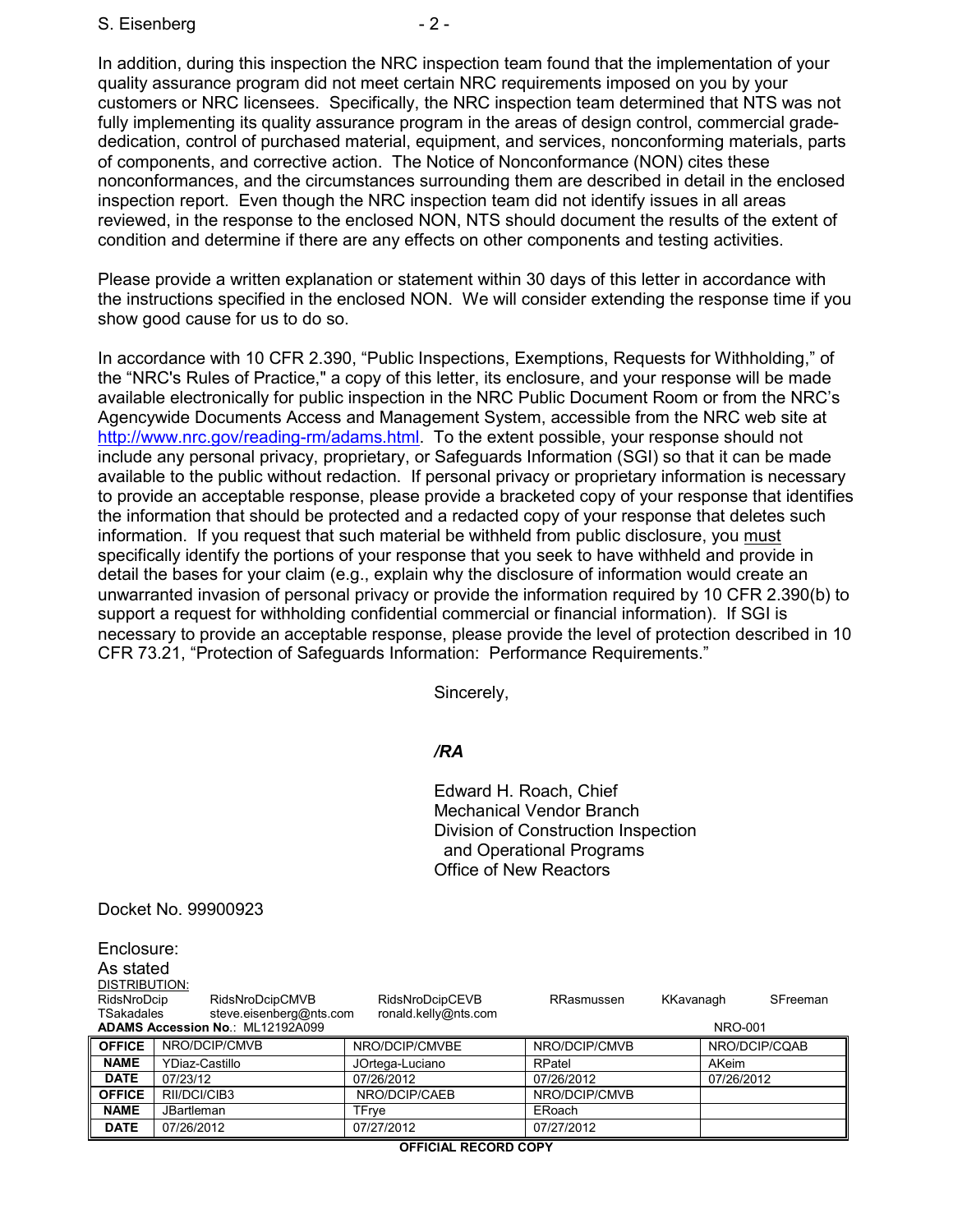In addition, during this inspection the NRC inspection team found that the implementation of your quality assurance program did not meet certain NRC requirements imposed on you by your customers or NRC licensees. Specifically, the NRC inspection team determined that NTS was not fully implementing its quality assurance program in the areas of design control, commercial grade-dedication, control of purchased material, equipment, and services, nonconforming materials, parts of components, and corrective action. The Notice of Nonconformance (NON) cites these nonconformances, and the circumstances surrounding them are described in detail in the enclosed inspection report. Even though the NRC inspection team did not identify issues in all areas reviewed, in the response to the enclosed NON, NTS should document the results of the extent of condition and determine if there are any effects on other components and testing activities.

Please provide a written explanation or statement within 30 days of this letter in accordance with the instructions specified in the enclosed NON. We will consider extending the response time if you show good cause for us to do so.

In accordance with 10 CFR 2.390, "Public Inspections, Exemptions, Requests for Withholding," of the "NRC's Rules of Practice," a copy of this letter, its enclosure, and your response will be made available electronically for public inspection in the NRC Public Document Room or from the NRC's Agencywide Documents Access and Management System, accessible from the NRC web site at http://www.nrc.gov/reading-rm/adams.html. To the extent possible, your response should not include any personal privacy, proprietary, or Safeguards Information (SGI) so that it can be made available to the public without redaction. If personal privacy or proprietary information is necessary to provide an acceptable response, please provide a bracketed copy of your response that identifies the information that should be protected and a redacted copy of your response that deletes such information. If you request that such material be withheld from public disclosure, you must specifically identify the portions of your response that you seek to have withheld and provide in detail the bases for your claim (e.g., explain why the disclosure of information would create an unwarranted invasion of personal privacy or provide the information required by 10 CFR 2.390(b) to support a request for withholding confidential commercial or financial information). If SGI is necessary to provide an acceptable response, please provide the level of protection described in 10 CFR 73.21, "Protection of Safeguards Information: Performance Requirements."

Sincerely,

*/RA*

Edward H. Roach, Chief
Mechanical Vendor Branch
Division of Construction Inspection
and Operational Programs
Office of New Reactors

Docket No. 99900923

Enclosure:
As stated

DISTRIBUTION:
RidsNroDcip RidsNroDcipCMVB RidsNroDcipCEVB RRasmussen KKavanagh SFreeman
TSakadales steve.eisenberg@nts.com ronald.kelly@nts.com

**ADAMS Accession No.**: ML12192A099 NRO-001

| OFFICE | NRO/DCIP/CMVB | NRO/DCIP/CMVBE | NRO/DCIP/CMVB | NRO/DCIP/CQAB |
|---|---|---|---|---|
| **NAME** | YDiaz-Castillo | JOrtega-Luciano | RPatel | AKeim |
| **DATE** | 07/23/12 | 07/26/2012 | 07/26/2012 | 07/26/2012 |
| **OFFICE** | RII/DCI/CIB3 | NRO/DCIP/CAEB | NRO/DCIP/CMVB | |
| **NAME** | JBartleman | TFrye | ERoach | |
| **DATE** | 07/26/2012 | 07/27/2012 | 07/27/2012 | |

**OFFICIAL RECORD COPY**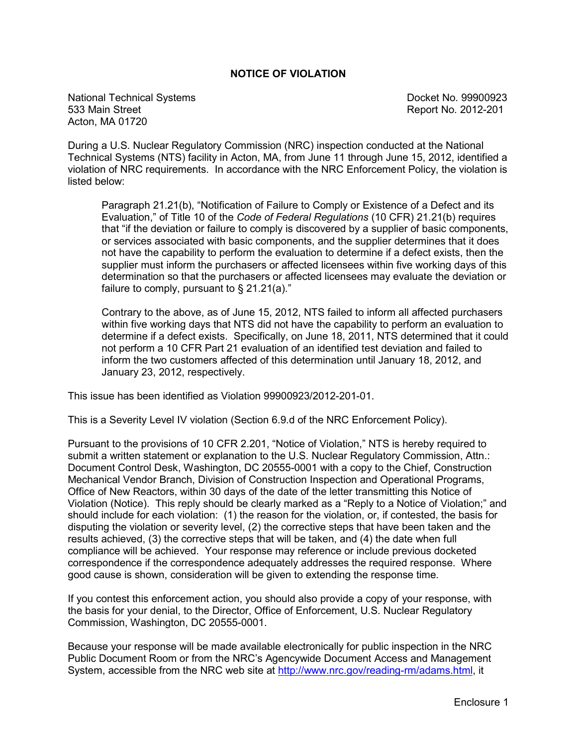# NOTICE OF VIOLATION

National Technical Systems
533 Main Street
Acton, MA 01720

Docket No. 99900923
Report No. 2012-201

During a U.S. Nuclear Regulatory Commission (NRC) inspection conducted at the National Technical Systems (NTS) facility in Acton, MA, from June 11 through June 15, 2012, identified a violation of NRC requirements. In accordance with the NRC Enforcement Policy, the violation is listed below:

> Paragraph 21.21(b), "Notification of Failure to Comply or Existence of a Defect and its Evaluation," of Title 10 of the *Code of Federal Regulations* (10 CFR) 21.21(b) requires that "if the deviation or failure to comply is discovered by a supplier of basic components, or services associated with basic components, and the supplier determines that it does not have the capability to perform the evaluation to determine if a defect exists, then the supplier must inform the purchasers or affected licensees within five working days of this determination so that the purchasers or affected licensees may evaluate the deviation or failure to comply, pursuant to § 21.21(a)."
>
> Contrary to the above, as of June 15, 2012, NTS failed to inform all affected purchasers within five working days that NTS did not have the capability to perform an evaluation to determine if a defect exists. Specifically, on June 18, 2011, NTS determined that it could not perform a 10 CFR Part 21 evaluation of an identified test deviation and failed to inform the two customers affected of this determination until January 18, 2012, and January 23, 2012, respectively.

This issue has been identified as Violation 99900923/2012-201-01.

This is a Severity Level IV violation (Section 6.9.d of the NRC Enforcement Policy).

Pursuant to the provisions of 10 CFR 2.201, "Notice of Violation," NTS is hereby required to submit a written statement or explanation to the U.S. Nuclear Regulatory Commission, Attn.: Document Control Desk, Washington, DC 20555-0001 with a copy to the Chief, Construction Mechanical Vendor Branch, Division of Construction Inspection and Operational Programs, Office of New Reactors, within 30 days of the date of the letter transmitting this Notice of Violation (Notice). This reply should be clearly marked as a "Reply to a Notice of Violation;" and should include for each violation: (1) the reason for the violation, or, if contested, the basis for disputing the violation or severity level, (2) the corrective steps that have been taken and the results achieved, (3) the corrective steps that will be taken, and (4) the date when full compliance will be achieved. Your response may reference or include previous docketed correspondence if the correspondence adequately addresses the required response. Where good cause is shown, consideration will be given to extending the response time.

If you contest this enforcement action, you should also provide a copy of your response, with the basis for your denial, to the Director, Office of Enforcement, U.S. Nuclear Regulatory Commission, Washington, DC 20555-0001.

Because your response will be made available electronically for public inspection in the NRC Public Document Room or from the NRC's Agencywide Document Access and Management System, accessible from the NRC web site at http://www.nrc.gov/reading-rm/adams.html, it

Enclosure 1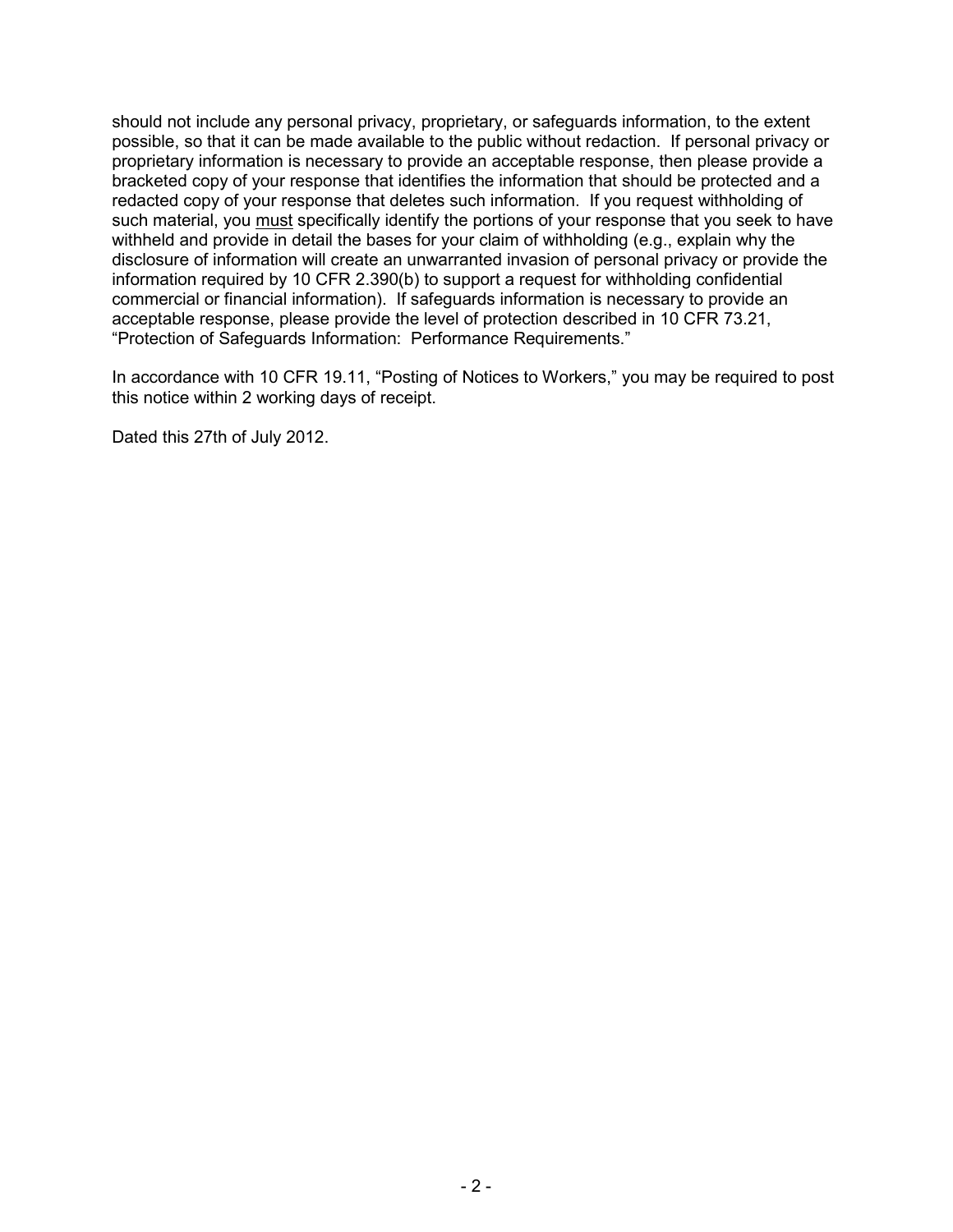should not include any personal privacy, proprietary, or safeguards information, to the extent possible, so that it can be made available to the public without redaction. If personal privacy or proprietary information is necessary to provide an acceptable response, then please provide a bracketed copy of your response that identifies the information that should be protected and a redacted copy of your response that deletes such information. If you request withholding of such material, you <u>must</u> specifically identify the portions of your response that you seek to have withheld and provide in detail the bases for your claim of withholding (e.g., explain why the disclosure of information will create an unwarranted invasion of personal privacy or provide the information required by 10 CFR 2.390(b) to support a request for withholding confidential commercial or financial information). If safeguards information is necessary to provide an acceptable response, please provide the level of protection described in 10 CFR 73.21, "Protection of Safeguards Information: Performance Requirements."

In accordance with 10 CFR 19.11, "Posting of Notices to Workers," you may be required to post this notice within 2 working days of receipt.

Dated this 27th of July 2012.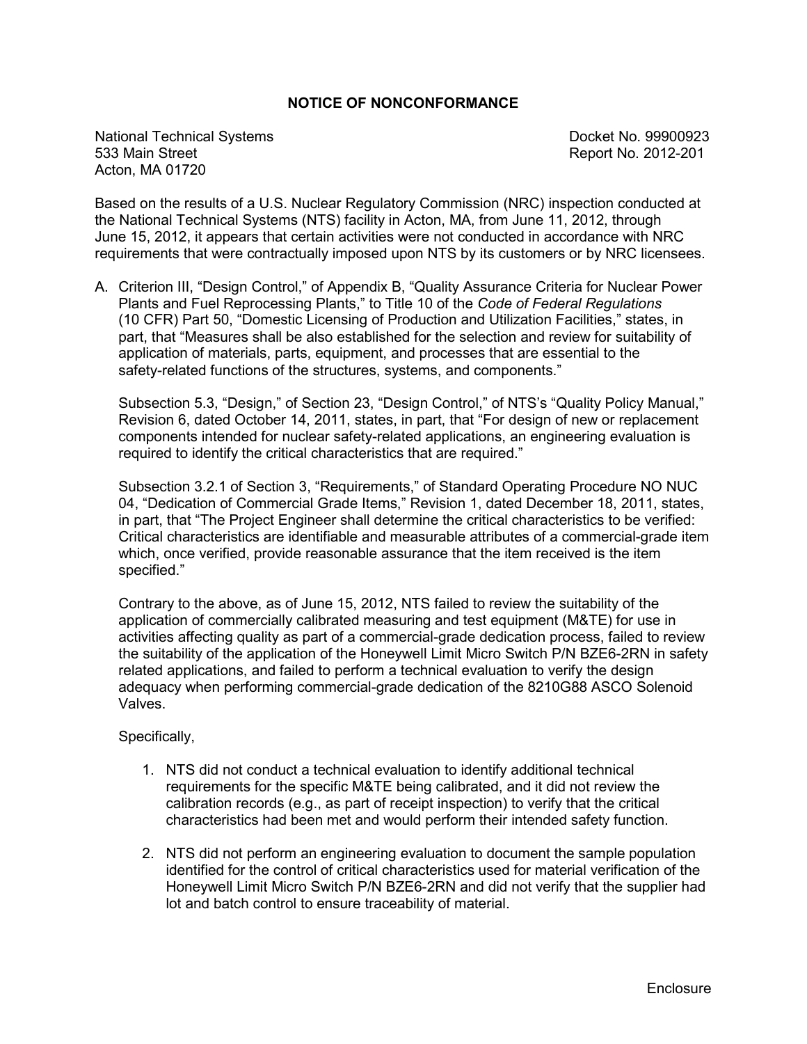## NOTICE OF NONCONFORMANCE

National Technical Systems
533 Main Street
Acton, MA 01720

Docket No. 99900923
Report No. 2012-201

Based on the results of a U.S. Nuclear Regulatory Commission (NRC) inspection conducted at the National Technical Systems (NTS) facility in Acton, MA, from June 11, 2012, through June 15, 2012, it appears that certain activities were not conducted in accordance with NRC requirements that were contractually imposed upon NTS by its customers or by NRC licensees.

A. Criterion III, "Design Control," of Appendix B, "Quality Assurance Criteria for Nuclear Power Plants and Fuel Reprocessing Plants," to Title 10 of the *Code of Federal Regulations* (10 CFR) Part 50, "Domestic Licensing of Production and Utilization Facilities," states, in part, that "Measures shall be also established for the selection and review for suitability of application of materials, parts, equipment, and processes that are essential to the safety-related functions of the structures, systems, and components."

   Subsection 5.3, "Design," of Section 23, "Design Control," of NTS's "Quality Policy Manual," Revision 6, dated October 14, 2011, states, in part, that "For design of new or replacement components intended for nuclear safety-related applications, an engineering evaluation is required to identify the critical characteristics that are required."

   Subsection 3.2.1 of Section 3, "Requirements," of Standard Operating Procedure NO NUC 04, "Dedication of Commercial Grade Items," Revision 1, dated December 18, 2011, states, in part, that "The Project Engineer shall determine the critical characteristics to be verified: Critical characteristics are identifiable and measurable attributes of a commercial-grade item which, once verified, provide reasonable assurance that the item received is the item specified."

   Contrary to the above, as of June 15, 2012, NTS failed to review the suitability of the application of commercially calibrated measuring and test equipment (M&TE) for use in activities affecting quality as part of a commercial-grade dedication process, failed to review the suitability of the application of the Honeywell Limit Micro Switch P/N BZE6-2RN in safety related applications, and failed to perform a technical evaluation to verify the design adequacy when performing commercial-grade dedication of the 8210G88 ASCO Solenoid Valves.

   Specifically,

   1. NTS did not conduct a technical evaluation to identify additional technical requirements for the specific M&TE being calibrated, and it did not review the calibration records (e.g., as part of receipt inspection) to verify that the critical characteristics had been met and would perform their intended safety function.

   2. NTS did not perform an engineering evaluation to document the sample population identified for the control of critical characteristics used for material verification of the Honeywell Limit Micro Switch P/N BZE6-2RN and did not verify that the supplier had lot and batch control to ensure traceability of material.

Enclosure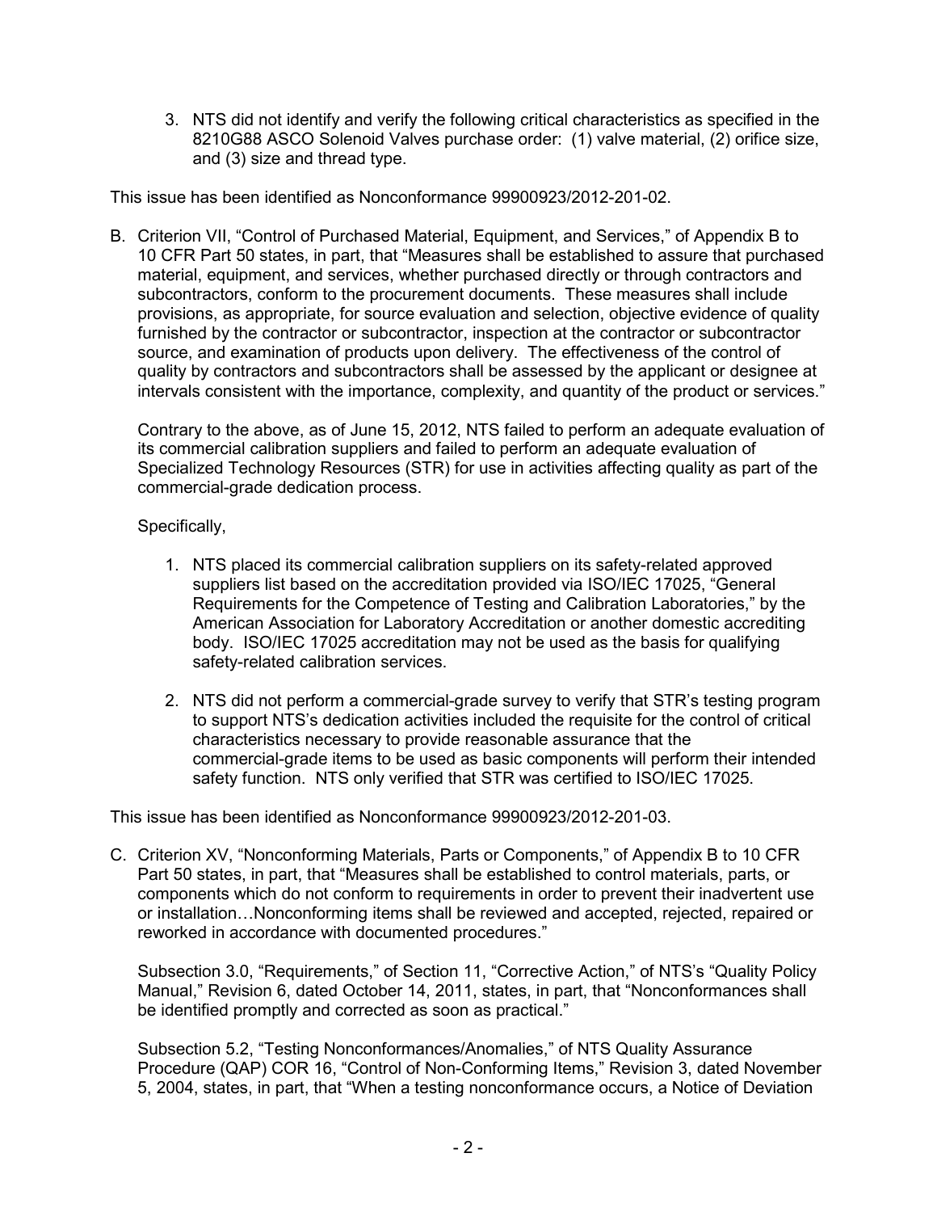3. NTS did not identify and verify the following critical characteristics as specified in the 8210G88 ASCO Solenoid Valves purchase order: (1) valve material, (2) orifice size, and (3) size and thread type.

This issue has been identified as Nonconformance 99900923/2012-201-02.

B. Criterion VII, "Control of Purchased Material, Equipment, and Services," of Appendix B to 10 CFR Part 50 states, in part, that "Measures shall be established to assure that purchased material, equipment, and services, whether purchased directly or through contractors and subcontractors, conform to the procurement documents. These measures shall include provisions, as appropriate, for source evaluation and selection, objective evidence of quality furnished by the contractor or subcontractor, inspection at the contractor or subcontractor source, and examination of products upon delivery. The effectiveness of the control of quality by contractors and subcontractors shall be assessed by the applicant or designee at intervals consistent with the importance, complexity, and quantity of the product or services."

   Contrary to the above, as of June 15, 2012, NTS failed to perform an adequate evaluation of its commercial calibration suppliers and failed to perform an adequate evaluation of Specialized Technology Resources (STR) for use in activities affecting quality as part of the commercial-grade dedication process.

   Specifically,

   1. NTS placed its commercial calibration suppliers on its safety-related approved suppliers list based on the accreditation provided via ISO/IEC 17025, "General Requirements for the Competence of Testing and Calibration Laboratories," by the American Association for Laboratory Accreditation or another domestic accrediting body. ISO/IEC 17025 accreditation may not be used as the basis for qualifying safety-related calibration services.

   2. NTS did not perform a commercial-grade survey to verify that STR's testing program to support NTS's dedication activities included the requisite for the control of critical characteristics necessary to provide reasonable assurance that the commercial-grade items to be used as basic components will perform their intended safety function. NTS only verified that STR was certified to ISO/IEC 17025.

This issue has been identified as Nonconformance 99900923/2012-201-03.

C. Criterion XV, "Nonconforming Materials, Parts or Components," of Appendix B to 10 CFR Part 50 states, in part, that "Measures shall be established to control materials, parts, or components which do not conform to requirements in order to prevent their inadvertent use or installation…Nonconforming items shall be reviewed and accepted, rejected, repaired or reworked in accordance with documented procedures."

   Subsection 3.0, "Requirements," of Section 11, "Corrective Action," of NTS's "Quality Policy Manual," Revision 6, dated October 14, 2011, states, in part, that "Nonconformances shall be identified promptly and corrected as soon as practical."

   Subsection 5.2, "Testing Nonconformances/Anomalies," of NTS Quality Assurance Procedure (QAP) COR 16, "Control of Non-Conforming Items," Revision 3, dated November 5, 2004, states, in part, that "When a testing nonconformance occurs, a Notice of Deviation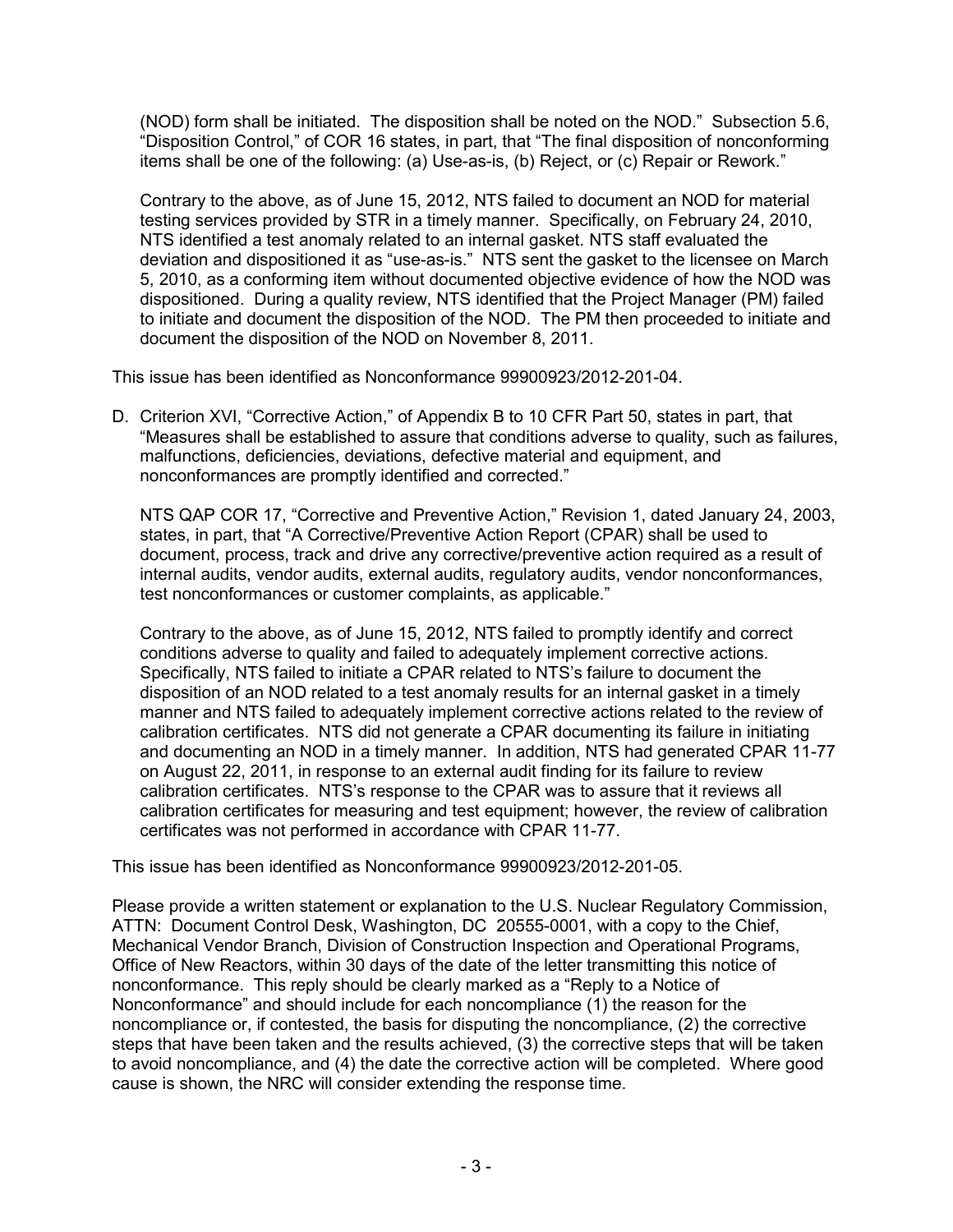(NOD) form shall be initiated. The disposition shall be noted on the NOD." Subsection 5.6, "Disposition Control," of COR 16 states, in part, that "The final disposition of nonconforming items shall be one of the following: (a) Use-as-is, (b) Reject, or (c) Repair or Rework."

Contrary to the above, as of June 15, 2012, NTS failed to document an NOD for material testing services provided by STR in a timely manner. Specifically, on February 24, 2010, NTS identified a test anomaly related to an internal gasket. NTS staff evaluated the deviation and dispositioned it as "use-as-is." NTS sent the gasket to the licensee on March 5, 2010, as a conforming item without documented objective evidence of how the NOD was dispositioned. During a quality review, NTS identified that the Project Manager (PM) failed to initiate and document the disposition of the NOD. The PM then proceeded to initiate and document the disposition of the NOD on November 8, 2011.

This issue has been identified as Nonconformance 99900923/2012-201-04.

D. Criterion XVI, "Corrective Action," of Appendix B to 10 CFR Part 50, states in part, that "Measures shall be established to assure that conditions adverse to quality, such as failures, malfunctions, deficiencies, deviations, defective material and equipment, and nonconformances are promptly identified and corrected."

NTS QAP COR 17, "Corrective and Preventive Action," Revision 1, dated January 24, 2003, states, in part, that "A Corrective/Preventive Action Report (CPAR) shall be used to document, process, track and drive any corrective/preventive action required as a result of internal audits, vendor audits, external audits, regulatory audits, vendor nonconformances, test nonconformances or customer complaints, as applicable."

Contrary to the above, as of June 15, 2012, NTS failed to promptly identify and correct conditions adverse to quality and failed to adequately implement corrective actions. Specifically, NTS failed to initiate a CPAR related to NTS's failure to document the disposition of an NOD related to a test anomaly results for an internal gasket in a timely manner and NTS failed to adequately implement corrective actions related to the review of calibration certificates. NTS did not generate a CPAR documenting its failure in initiating and documenting an NOD in a timely manner. In addition, NTS had generated CPAR 11-77 on August 22, 2011, in response to an external audit finding for its failure to review calibration certificates. NTS's response to the CPAR was to assure that it reviews all calibration certificates for measuring and test equipment; however, the review of calibration certificates was not performed in accordance with CPAR 11-77.

This issue has been identified as Nonconformance 99900923/2012-201-05.

Please provide a written statement or explanation to the U.S. Nuclear Regulatory Commission, ATTN: Document Control Desk, Washington, DC 20555-0001, with a copy to the Chief, Mechanical Vendor Branch, Division of Construction Inspection and Operational Programs, Office of New Reactors, within 30 days of the date of the letter transmitting this notice of nonconformance. This reply should be clearly marked as a "Reply to a Notice of Nonconformance" and should include for each noncompliance (1) the reason for the noncompliance or, if contested, the basis for disputing the noncompliance, (2) the corrective steps that have been taken and the results achieved, (3) the corrective steps that will be taken to avoid noncompliance, and (4) the date the corrective action will be completed. Where good cause is shown, the NRC will consider extending the response time.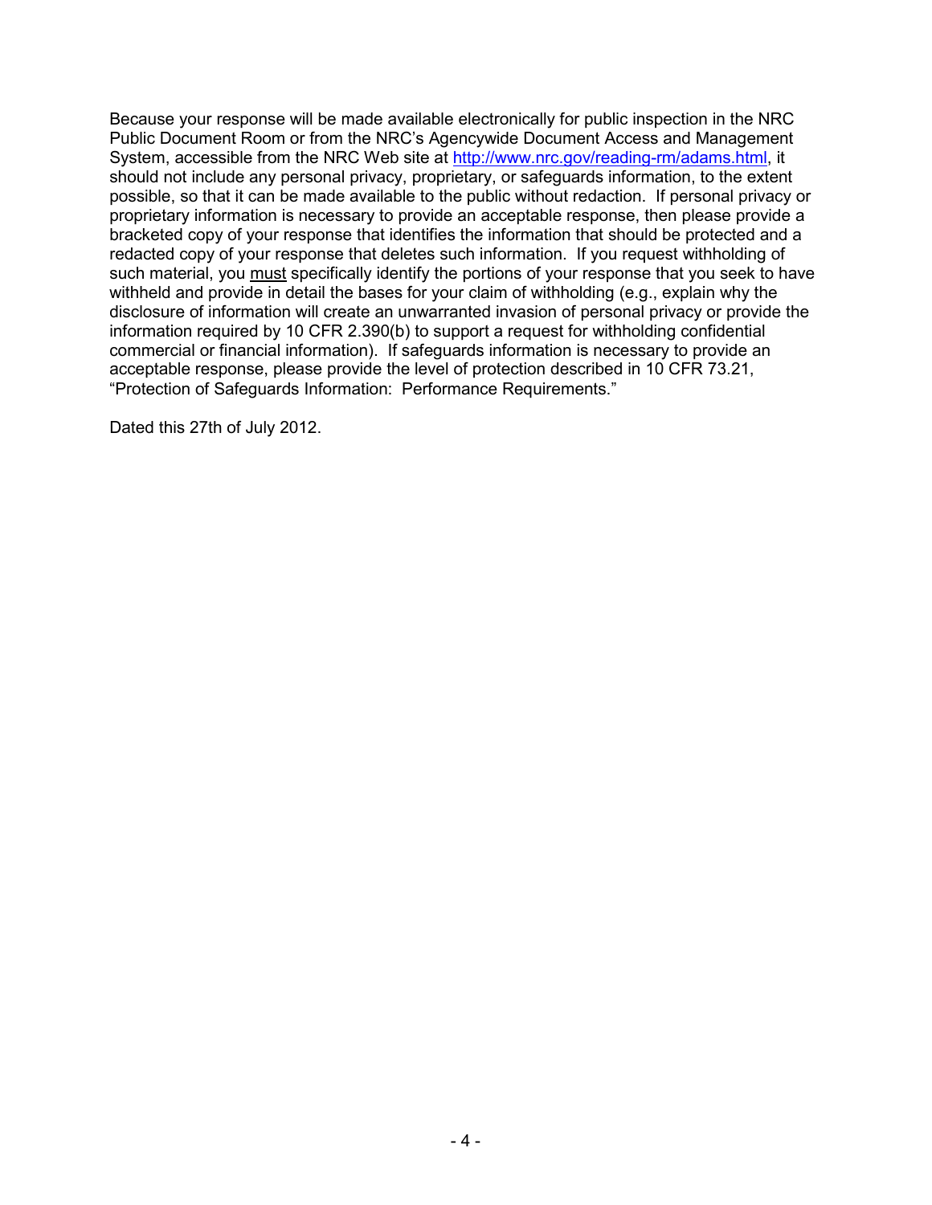Because your response will be made available electronically for public inspection in the NRC Public Document Room or from the NRC's Agencywide Document Access and Management System, accessible from the NRC Web site at http://www.nrc.gov/reading-rm/adams.html, it should not include any personal privacy, proprietary, or safeguards information, to the extent possible, so that it can be made available to the public without redaction. If personal privacy or proprietary information is necessary to provide an acceptable response, then please provide a bracketed copy of your response that identifies the information that should be protected and a redacted copy of your response that deletes such information. If you request withholding of such material, you must specifically identify the portions of your response that you seek to have withheld and provide in detail the bases for your claim of withholding (e.g., explain why the disclosure of information will create an unwarranted invasion of personal privacy or provide the information required by 10 CFR 2.390(b) to support a request for withholding confidential commercial or financial information). If safeguards information is necessary to provide an acceptable response, please provide the level of protection described in 10 CFR 73.21, "Protection of Safeguards Information: Performance Requirements."

Dated this 27th of July 2012.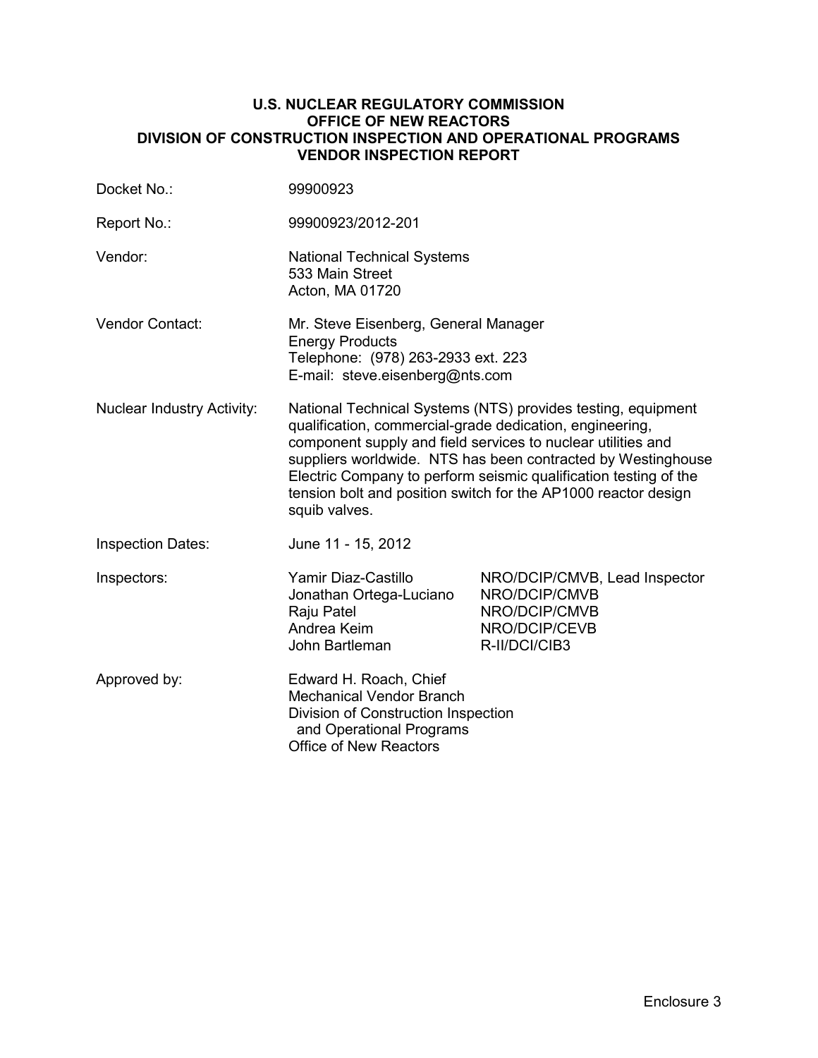**U.S. NUCLEAR REGULATORY COMMISSION**
**OFFICE OF NEW REACTORS**
**DIVISION OF CONSTRUCTION INSPECTION AND OPERATIONAL PROGRAMS**
**VENDOR INSPECTION REPORT**

| | | |
|---|---|---|
| Docket No.: | 99900923 | |
| Report No.: | 99900923/2012-201 | |
| Vendor: | National Technical Systems<br>533 Main Street<br>Acton, MA 01720 | |
| Vendor Contact: | Mr. Steve Eisenberg, General Manager<br>Energy Products<br>Telephone: (978) 263-2933 ext. 223<br>E-mail: steve.eisenberg@nts.com | |
| Nuclear Industry Activity: | National Technical Systems (NTS) provides testing, equipment qualification, commercial-grade dedication, engineering, component supply and field services to nuclear utilities and suppliers worldwide. NTS has been contracted by Westinghouse Electric Company to perform seismic qualification testing of the tension bolt and position switch for the AP1000 reactor design squib valves. | |
| Inspection Dates: | June 11 - 15, 2012 | |
| Inspectors: | Yamir Diaz-Castillo | NRO/DCIP/CMVB, Lead Inspector |
| | Jonathan Ortega-Luciano | NRO/DCIP/CMVB |
| | Raju Patel | NRO/DCIP/CMVB |
| | Andrea Keim | NRO/DCIP/CEVB |
| | John Bartleman | R-II/DCI/CIB3 |
| Approved by: | Edward H. Roach, Chief<br>Mechanical Vendor Branch<br>Division of Construction Inspection and Operational Programs<br>Office of New Reactors | |

Enclosure 3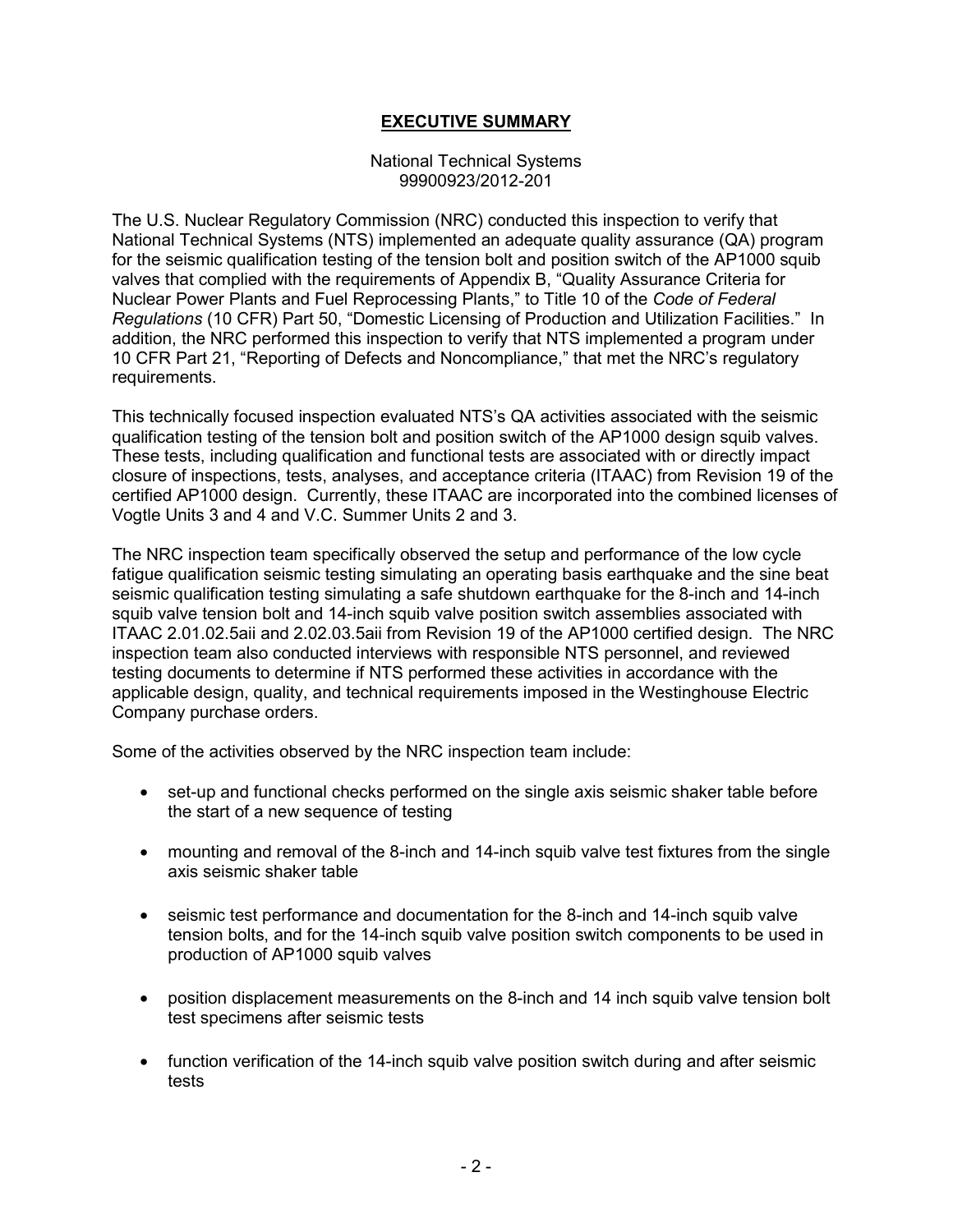## EXECUTIVE SUMMARY

National Technical Systems
99900923/2012-201

The U.S. Nuclear Regulatory Commission (NRC) conducted this inspection to verify that National Technical Systems (NTS) implemented an adequate quality assurance (QA) program for the seismic qualification testing of the tension bolt and position switch of the AP1000 squib valves that complied with the requirements of Appendix B, "Quality Assurance Criteria for Nuclear Power Plants and Fuel Reprocessing Plants," to Title 10 of the *Code of Federal Regulations* (10 CFR) Part 50, "Domestic Licensing of Production and Utilization Facilities." In addition, the NRC performed this inspection to verify that NTS implemented a program under 10 CFR Part 21, "Reporting of Defects and Noncompliance," that met the NRC's regulatory requirements.

This technically focused inspection evaluated NTS's QA activities associated with the seismic qualification testing of the tension bolt and position switch of the AP1000 design squib valves. These tests, including qualification and functional tests are associated with or directly impact closure of inspections, tests, analyses, and acceptance criteria (ITAAC) from Revision 19 of the certified AP1000 design. Currently, these ITAAC are incorporated into the combined licenses of Vogtle Units 3 and 4 and V.C. Summer Units 2 and 3.

The NRC inspection team specifically observed the setup and performance of the low cycle fatigue qualification seismic testing simulating an operating basis earthquake and the sine beat seismic qualification testing simulating a safe shutdown earthquake for the 8-inch and 14-inch squib valve tension bolt and 14-inch squib valve position switch assemblies associated with ITAAC 2.01.02.5aii and 2.02.03.5aii from Revision 19 of the AP1000 certified design. The NRC inspection team also conducted interviews with responsible NTS personnel, and reviewed testing documents to determine if NTS performed these activities in accordance with the applicable design, quality, and technical requirements imposed in the Westinghouse Electric Company purchase orders.

Some of the activities observed by the NRC inspection team include:

- set-up and functional checks performed on the single axis seismic shaker table before the start of a new sequence of testing
- mounting and removal of the 8-inch and 14-inch squib valve test fixtures from the single axis seismic shaker table
- seismic test performance and documentation for the 8-inch and 14-inch squib valve tension bolts, and for the 14-inch squib valve position switch components to be used in production of AP1000 squib valves
- position displacement measurements on the 8-inch and 14 inch squib valve tension bolt test specimens after seismic tests
- function verification of the 14-inch squib valve position switch during and after seismic tests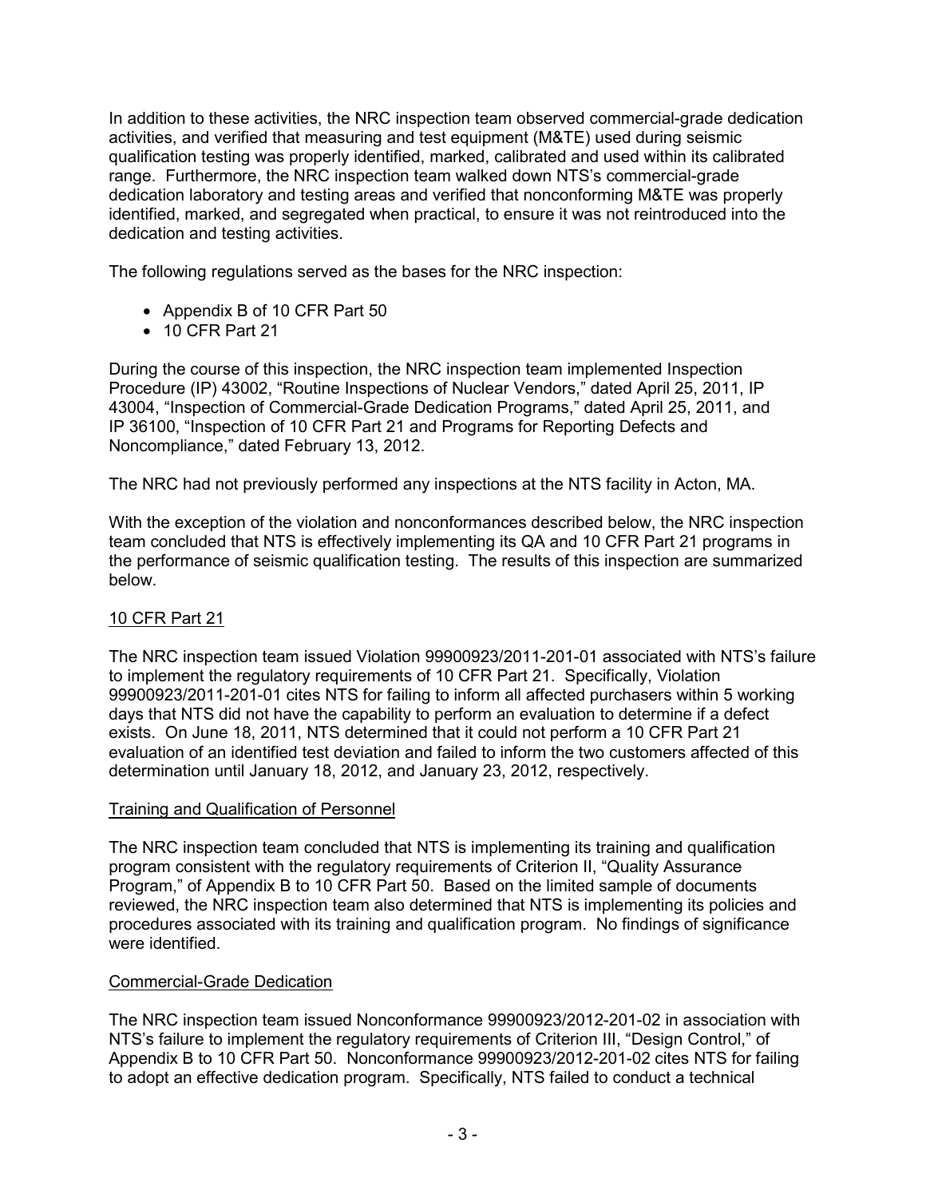In addition to these activities, the NRC inspection team observed commercial-grade dedication activities, and verified that measuring and test equipment (M&TE) used during seismic qualification testing was properly identified, marked, calibrated and used within its calibrated range. Furthermore, the NRC inspection team walked down NTS's commercial-grade dedication laboratory and testing areas and verified that nonconforming M&TE was properly identified, marked, and segregated when practical, to ensure it was not reintroduced into the dedication and testing activities.

The following regulations served as the bases for the NRC inspection:

- Appendix B of 10 CFR Part 50
- 10 CFR Part 21

During the course of this inspection, the NRC inspection team implemented Inspection Procedure (IP) 43002, "Routine Inspections of Nuclear Vendors," dated April 25, 2011, IP 43004, "Inspection of Commercial-Grade Dedication Programs," dated April 25, 2011, and IP 36100, "Inspection of 10 CFR Part 21 and Programs for Reporting Defects and Noncompliance," dated February 13, 2012.

The NRC had not previously performed any inspections at the NTS facility in Acton, MA.

With the exception of the violation and nonconformances described below, the NRC inspection team concluded that NTS is effectively implementing its QA and 10 CFR Part 21 programs in the performance of seismic qualification testing. The results of this inspection are summarized below.

## 10 CFR Part 21

The NRC inspection team issued Violation 99900923/2011-201-01 associated with NTS's failure to implement the regulatory requirements of 10 CFR Part 21. Specifically, Violation 99900923/2011-201-01 cites NTS for failing to inform all affected purchasers within 5 working days that NTS did not have the capability to perform an evaluation to determine if a defect exists. On June 18, 2011, NTS determined that it could not perform a 10 CFR Part 21 evaluation of an identified test deviation and failed to inform the two customers affected of this determination until January 18, 2012, and January 23, 2012, respectively.

## Training and Qualification of Personnel

The NRC inspection team concluded that NTS is implementing its training and qualification program consistent with the regulatory requirements of Criterion II, "Quality Assurance Program," of Appendix B to 10 CFR Part 50. Based on the limited sample of documents reviewed, the NRC inspection team also determined that NTS is implementing its policies and procedures associated with its training and qualification program. No findings of significance were identified.

## Commercial-Grade Dedication

The NRC inspection team issued Nonconformance 99900923/2012-201-02 in association with NTS's failure to implement the regulatory requirements of Criterion III, "Design Control," of Appendix B to 10 CFR Part 50. Nonconformance 99900923/2012-201-02 cites NTS for failing to adopt an effective dedication program. Specifically, NTS failed to conduct a technical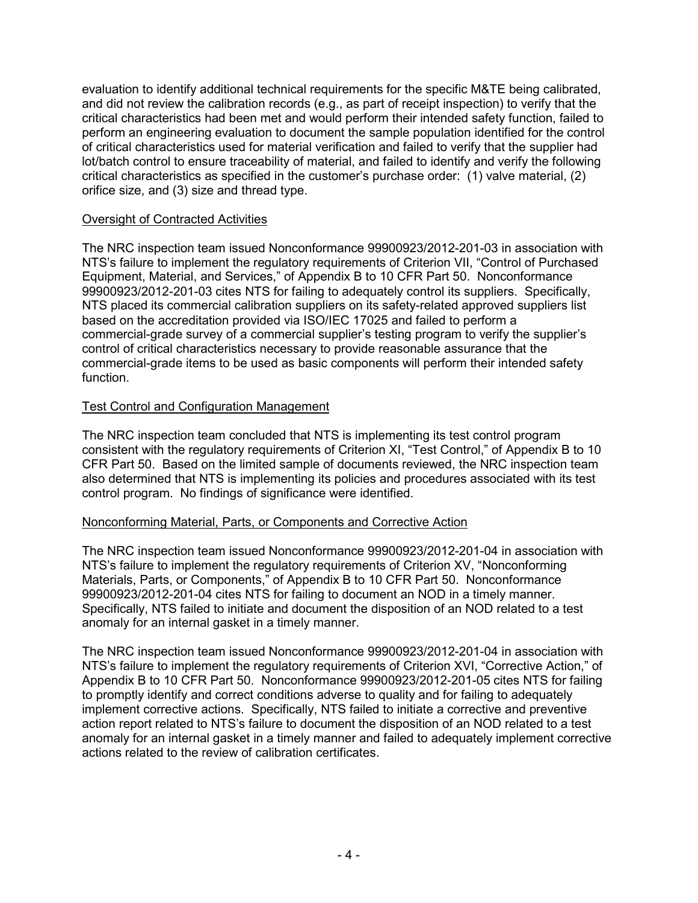evaluation to identify additional technical requirements for the specific M&TE being calibrated, and did not review the calibration records (e.g., as part of receipt inspection) to verify that the critical characteristics had been met and would perform their intended safety function, failed to perform an engineering evaluation to document the sample population identified for the control of critical characteristics used for material verification and failed to verify that the supplier had lot/batch control to ensure traceability of material, and failed to identify and verify the following critical characteristics as specified in the customer's purchase order: (1) valve material, (2) orifice size, and (3) size and thread type.

Oversight of Contracted Activities

The NRC inspection team issued Nonconformance 99900923/2012-201-03 in association with NTS's failure to implement the regulatory requirements of Criterion VII, "Control of Purchased Equipment, Material, and Services," of Appendix B to 10 CFR Part 50. Nonconformance 99900923/2012-201-03 cites NTS for failing to adequately control its suppliers. Specifically, NTS placed its commercial calibration suppliers on its safety-related approved suppliers list based on the accreditation provided via ISO/IEC 17025 and failed to perform a commercial-grade survey of a commercial supplier's testing program to verify the supplier's control of critical characteristics necessary to provide reasonable assurance that the commercial-grade items to be used as basic components will perform their intended safety function.

Test Control and Configuration Management

The NRC inspection team concluded that NTS is implementing its test control program consistent with the regulatory requirements of Criterion XI, "Test Control," of Appendix B to 10 CFR Part 50. Based on the limited sample of documents reviewed, the NRC inspection team also determined that NTS is implementing its policies and procedures associated with its test control program. No findings of significance were identified.

Nonconforming Material, Parts, or Components and Corrective Action

The NRC inspection team issued Nonconformance 99900923/2012-201-04 in association with NTS's failure to implement the regulatory requirements of Criterion XV, "Nonconforming Materials, Parts, or Components," of Appendix B to 10 CFR Part 50. Nonconformance 99900923/2012-201-04 cites NTS for failing to document an NOD in a timely manner. Specifically, NTS failed to initiate and document the disposition of an NOD related to a test anomaly for an internal gasket in a timely manner.

The NRC inspection team issued Nonconformance 99900923/2012-201-04 in association with NTS's failure to implement the regulatory requirements of Criterion XVI, "Corrective Action," of Appendix B to 10 CFR Part 50. Nonconformance 99900923/2012-201-05 cites NTS for failing to promptly identify and correct conditions adverse to quality and for failing to adequately implement corrective actions. Specifically, NTS failed to initiate a corrective and preventive action report related to NTS's failure to document the disposition of an NOD related to a test anomaly for an internal gasket in a timely manner and failed to adequately implement corrective actions related to the review of calibration certificates.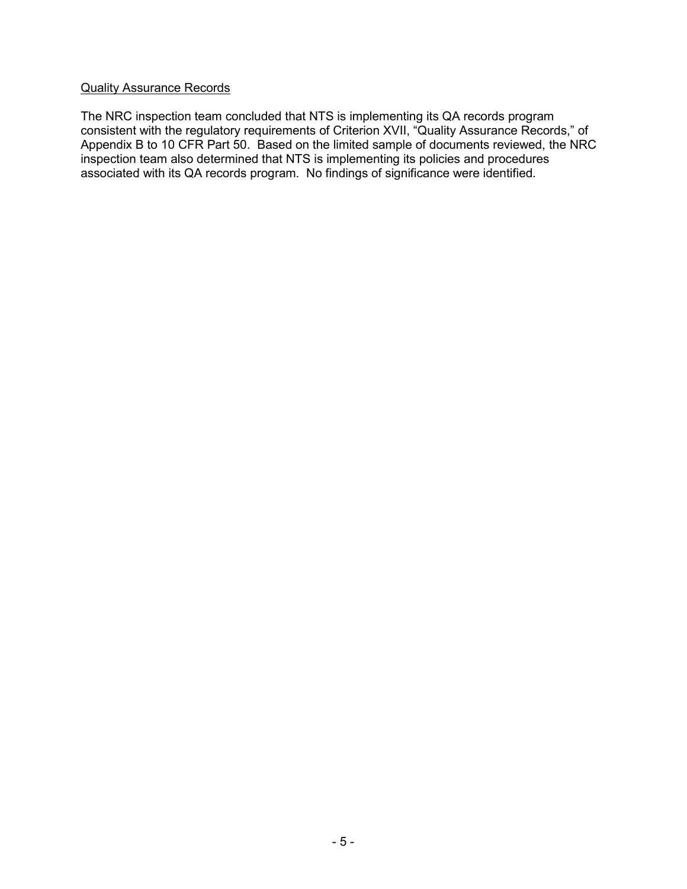Quality Assurance Records

The NRC inspection team concluded that NTS is implementing its QA records program consistent with the regulatory requirements of Criterion XVII, "Quality Assurance Records," of Appendix B to 10 CFR Part 50. Based on the limited sample of documents reviewed, the NRC inspection team also determined that NTS is implementing its policies and procedures associated with its QA records program. No findings of significance were identified.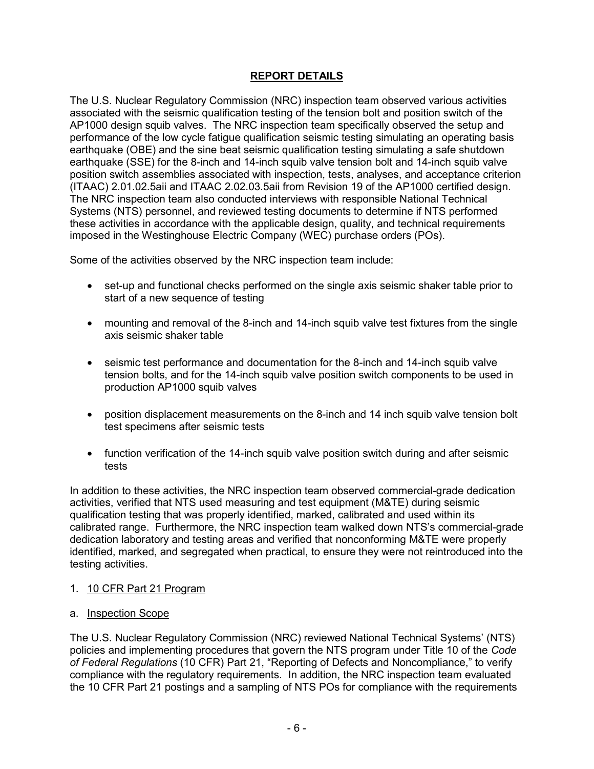## REPORT DETAILS

The U.S. Nuclear Regulatory Commission (NRC) inspection team observed various activities associated with the seismic qualification testing of the tension bolt and position switch of the AP1000 design squib valves. The NRC inspection team specifically observed the setup and performance of the low cycle fatigue qualification seismic testing simulating an operating basis earthquake (OBE) and the sine beat seismic qualification testing simulating a safe shutdown earthquake (SSE) for the 8-inch and 14-inch squib valve tension bolt and 14-inch squib valve position switch assemblies associated with inspection, tests, analyses, and acceptance criterion (ITAAC) 2.01.02.5aii and ITAAC 2.02.03.5aii from Revision 19 of the AP1000 certified design. The NRC inspection team also conducted interviews with responsible National Technical Systems (NTS) personnel, and reviewed testing documents to determine if NTS performed these activities in accordance with the applicable design, quality, and technical requirements imposed in the Westinghouse Electric Company (WEC) purchase orders (POs).

Some of the activities observed by the NRC inspection team include:

- set-up and functional checks performed on the single axis seismic shaker table prior to start of a new sequence of testing
- mounting and removal of the 8-inch and 14-inch squib valve test fixtures from the single axis seismic shaker table
- seismic test performance and documentation for the 8-inch and 14-inch squib valve tension bolts, and for the 14-inch squib valve position switch components to be used in production AP1000 squib valves
- position displacement measurements on the 8-inch and 14 inch squib valve tension bolt test specimens after seismic tests
- function verification of the 14-inch squib valve position switch during and after seismic tests

In addition to these activities, the NRC inspection team observed commercial-grade dedication activities, verified that NTS used measuring and test equipment (M&TE) during seismic qualification testing that was properly identified, marked, calibrated and used within its calibrated range. Furthermore, the NRC inspection team walked down NTS's commercial-grade dedication laboratory and testing areas and verified that nonconforming M&TE were properly identified, marked, and segregated when practical, to ensure they were not reintroduced into the testing activities.

1. <u>10 CFR Part 21 Program</u>

a. <u>Inspection Scope</u>

The U.S. Nuclear Regulatory Commission (NRC) reviewed National Technical Systems' (NTS) policies and implementing procedures that govern the NTS program under Title 10 of the *Code of Federal Regulations* (10 CFR) Part 21, "Reporting of Defects and Noncompliance," to verify compliance with the regulatory requirements. In addition, the NRC inspection team evaluated the 10 CFR Part 21 postings and a sampling of NTS POs for compliance with the requirements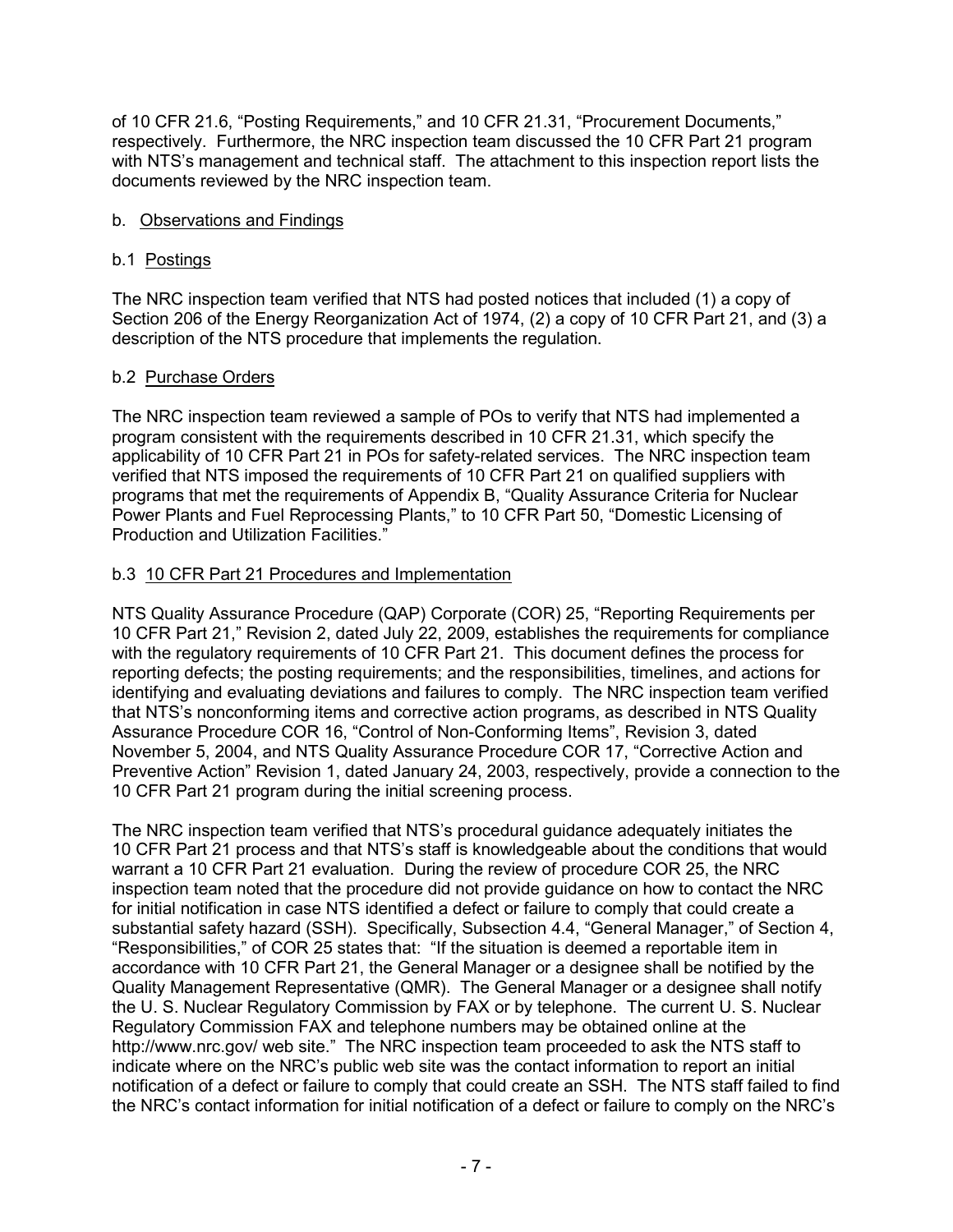of 10 CFR 21.6, "Posting Requirements," and 10 CFR 21.31, "Procurement Documents," respectively. Furthermore, the NRC inspection team discussed the 10 CFR Part 21 program with NTS's management and technical staff. The attachment to this inspection report lists the documents reviewed by the NRC inspection team.

b. Observations and Findings

b.1 Postings

The NRC inspection team verified that NTS had posted notices that included (1) a copy of Section 206 of the Energy Reorganization Act of 1974, (2) a copy of 10 CFR Part 21, and (3) a description of the NTS procedure that implements the regulation.

b.2 Purchase Orders

The NRC inspection team reviewed a sample of POs to verify that NTS had implemented a program consistent with the requirements described in 10 CFR 21.31, which specify the applicability of 10 CFR Part 21 in POs for safety-related services. The NRC inspection team verified that NTS imposed the requirements of 10 CFR Part 21 on qualified suppliers with programs that met the requirements of Appendix B, "Quality Assurance Criteria for Nuclear Power Plants and Fuel Reprocessing Plants," to 10 CFR Part 50, "Domestic Licensing of Production and Utilization Facilities."

b.3 10 CFR Part 21 Procedures and Implementation

NTS Quality Assurance Procedure (QAP) Corporate (COR) 25, "Reporting Requirements per 10 CFR Part 21," Revision 2, dated July 22, 2009, establishes the requirements for compliance with the regulatory requirements of 10 CFR Part 21. This document defines the process for reporting defects; the posting requirements; and the responsibilities, timelines, and actions for identifying and evaluating deviations and failures to comply. The NRC inspection team verified that NTS's nonconforming items and corrective action programs, as described in NTS Quality Assurance Procedure COR 16, "Control of Non-Conforming Items", Revision 3, dated November 5, 2004, and NTS Quality Assurance Procedure COR 17, "Corrective Action and Preventive Action" Revision 1, dated January 24, 2003, respectively, provide a connection to the 10 CFR Part 21 program during the initial screening process.

The NRC inspection team verified that NTS's procedural guidance adequately initiates the 10 CFR Part 21 process and that NTS's staff is knowledgeable about the conditions that would warrant a 10 CFR Part 21 evaluation. During the review of procedure COR 25, the NRC inspection team noted that the procedure did not provide guidance on how to contact the NRC for initial notification in case NTS identified a defect or failure to comply that could create a substantial safety hazard (SSH). Specifically, Subsection 4.4, "General Manager," of Section 4, "Responsibilities," of COR 25 states that: "If the situation is deemed a reportable item in accordance with 10 CFR Part 21, the General Manager or a designee shall be notified by the Quality Management Representative (QMR). The General Manager or a designee shall notify the U. S. Nuclear Regulatory Commission by FAX or by telephone. The current U. S. Nuclear Regulatory Commission FAX and telephone numbers may be obtained online at the http://www.nrc.gov/ web site." The NRC inspection team proceeded to ask the NTS staff to indicate where on the NRC's public web site was the contact information to report an initial notification of a defect or failure to comply that could create an SSH. The NTS staff failed to find the NRC's contact information for initial notification of a defect or failure to comply on the NRC's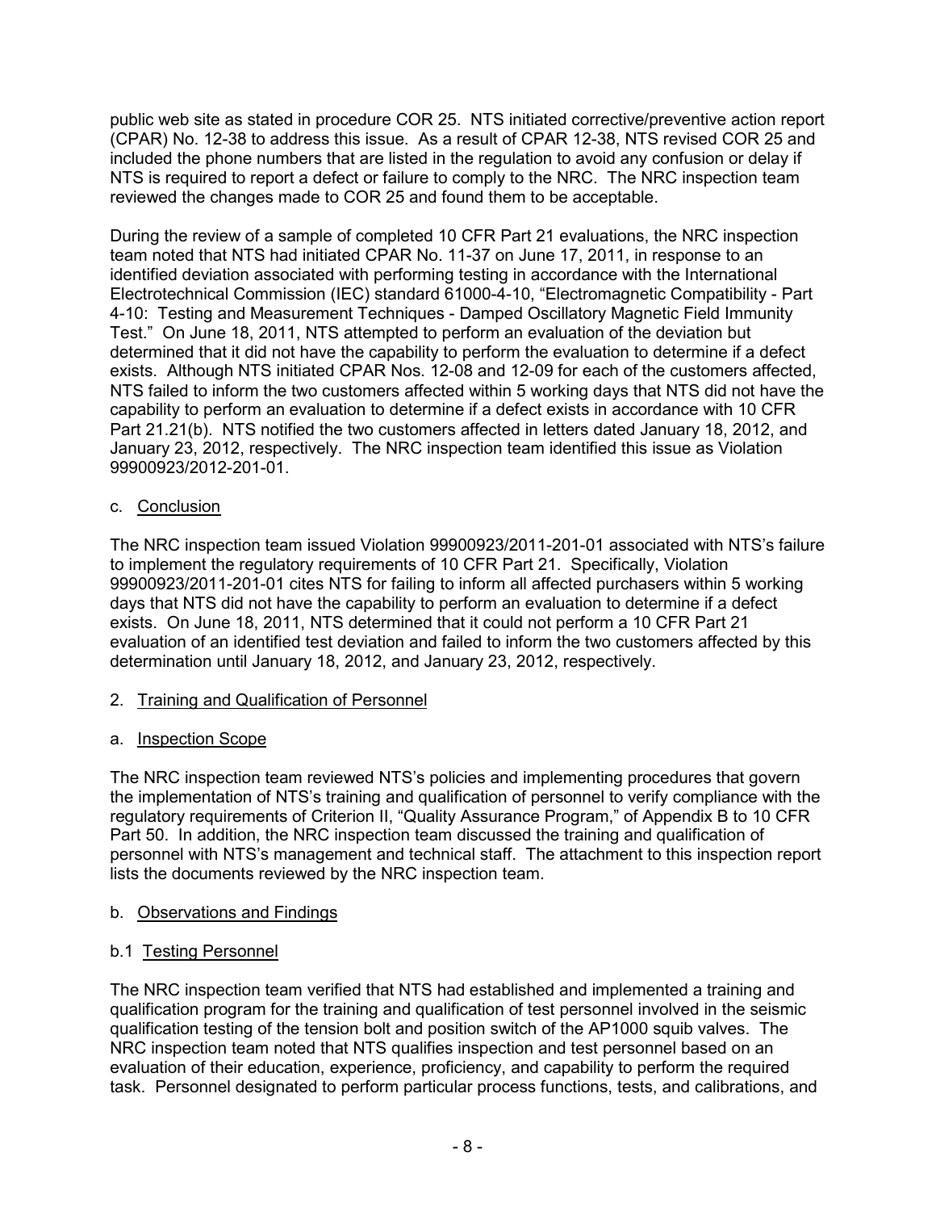public web site as stated in procedure COR 25. NTS initiated corrective/preventive action report (CPAR) No. 12-38 to address this issue. As a result of CPAR 12-38, NTS revised COR 25 and included the phone numbers that are listed in the regulation to avoid any confusion or delay if NTS is required to report a defect or failure to comply to the NRC. The NRC inspection team reviewed the changes made to COR 25 and found them to be acceptable.

During the review of a sample of completed 10 CFR Part 21 evaluations, the NRC inspection team noted that NTS had initiated CPAR No. 11-37 on June 17, 2011, in response to an identified deviation associated with performing testing in accordance with the International Electrotechnical Commission (IEC) standard 61000-4-10, "Electromagnetic Compatibility - Part 4-10: Testing and Measurement Techniques - Damped Oscillatory Magnetic Field Immunity Test." On June 18, 2011, NTS attempted to perform an evaluation of the deviation but determined that it did not have the capability to perform the evaluation to determine if a defect exists. Although NTS initiated CPAR Nos. 12-08 and 12-09 for each of the customers affected, NTS failed to inform the two customers affected within 5 working days that NTS did not have the capability to perform an evaluation to determine if a defect exists in accordance with 10 CFR Part 21.21(b). NTS notified the two customers affected in letters dated January 18, 2012, and January 23, 2012, respectively. The NRC inspection team identified this issue as Violation 99900923/2012-201-01.

c. <u>Conclusion</u>

The NRC inspection team issued Violation 99900923/2011-201-01 associated with NTS's failure to implement the regulatory requirements of 10 CFR Part 21. Specifically, Violation 99900923/2011-201-01 cites NTS for failing to inform all affected purchasers within 5 working days that NTS did not have the capability to perform an evaluation to determine if a defect exists. On June 18, 2011, NTS determined that it could not perform a 10 CFR Part 21 evaluation of an identified test deviation and failed to inform the two customers affected by this determination until January 18, 2012, and January 23, 2012, respectively.

2. <u>Training and Qualification of Personnel</u>

a. <u>Inspection Scope</u>

The NRC inspection team reviewed NTS's policies and implementing procedures that govern the implementation of NTS's training and qualification of personnel to verify compliance with the regulatory requirements of Criterion II, "Quality Assurance Program," of Appendix B to 10 CFR Part 50. In addition, the NRC inspection team discussed the training and qualification of personnel with NTS's management and technical staff. The attachment to this inspection report lists the documents reviewed by the NRC inspection team.

b. <u>Observations and Findings</u>

b.1 <u>Testing Personnel</u>

The NRC inspection team verified that NTS had established and implemented a training and qualification program for the training and qualification of test personnel involved in the seismic qualification testing of the tension bolt and position switch of the AP1000 squib valves. The NRC inspection team noted that NTS qualifies inspection and test personnel based on an evaluation of their education, experience, proficiency, and capability to perform the required task. Personnel designated to perform particular process functions, tests, and calibrations, and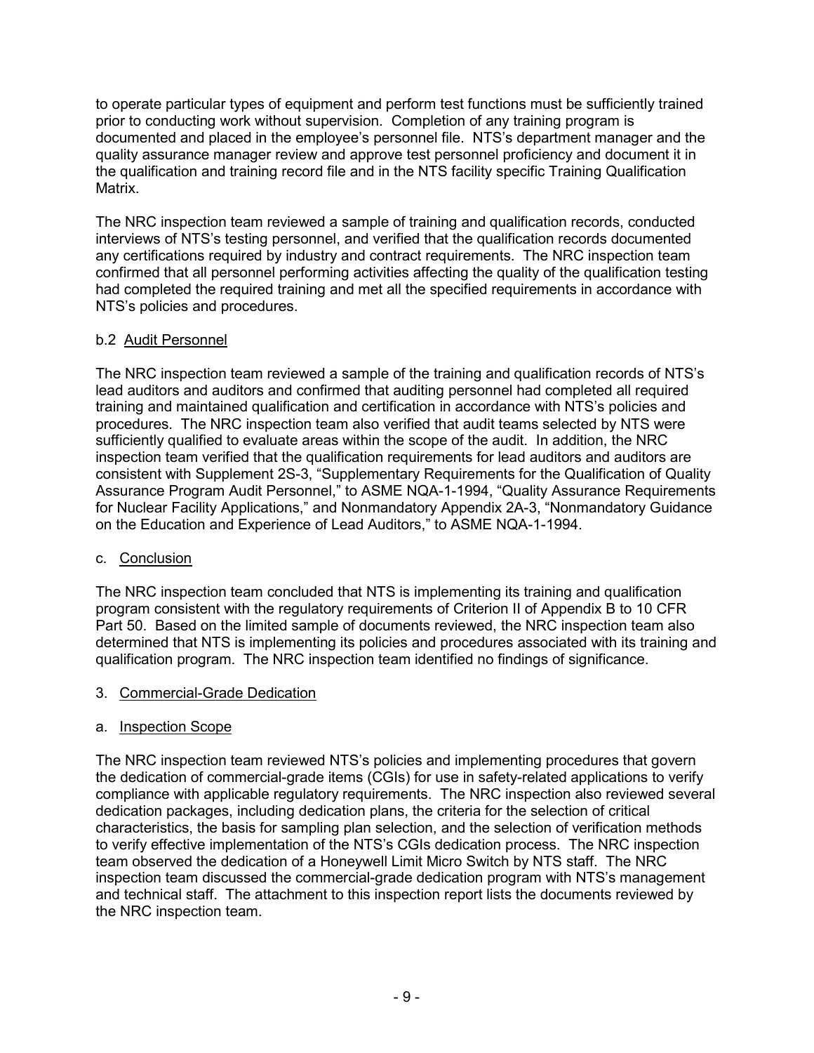to operate particular types of equipment and perform test functions must be sufficiently trained prior to conducting work without supervision. Completion of any training program is documented and placed in the employee's personnel file. NTS's department manager and the quality assurance manager review and approve test personnel proficiency and document it in the qualification and training record file and in the NTS facility specific Training Qualification Matrix.

The NRC inspection team reviewed a sample of training and qualification records, conducted interviews of NTS's testing personnel, and verified that the qualification records documented any certifications required by industry and contract requirements. The NRC inspection team confirmed that all personnel performing activities affecting the quality of the qualification testing had completed the required training and met all the specified requirements in accordance with NTS's policies and procedures.

b.2 Audit Personnel

The NRC inspection team reviewed a sample of the training and qualification records of NTS's lead auditors and auditors and confirmed that auditing personnel had completed all required training and maintained qualification and certification in accordance with NTS's policies and procedures. The NRC inspection team also verified that audit teams selected by NTS were sufficiently qualified to evaluate areas within the scope of the audit. In addition, the NRC inspection team verified that the qualification requirements for lead auditors and auditors are consistent with Supplement 2S-3, "Supplementary Requirements for the Qualification of Quality Assurance Program Audit Personnel," to ASME NQA-1-1994, "Quality Assurance Requirements for Nuclear Facility Applications," and Nonmandatory Appendix 2A-3, "Nonmandatory Guidance on the Education and Experience of Lead Auditors," to ASME NQA-1-1994.

c. Conclusion

The NRC inspection team concluded that NTS is implementing its training and qualification program consistent with the regulatory requirements of Criterion II of Appendix B to 10 CFR Part 50. Based on the limited sample of documents reviewed, the NRC inspection team also determined that NTS is implementing its policies and procedures associated with its training and qualification program. The NRC inspection team identified no findings of significance.

## 3. Commercial-Grade Dedication

a. Inspection Scope

The NRC inspection team reviewed NTS's policies and implementing procedures that govern the dedication of commercial-grade items (CGIs) for use in safety-related applications to verify compliance with applicable regulatory requirements. The NRC inspection also reviewed several dedication packages, including dedication plans, the criteria for the selection of critical characteristics, the basis for sampling plan selection, and the selection of verification methods to verify effective implementation of the NTS's CGIs dedication process. The NRC inspection team observed the dedication of a Honeywell Limit Micro Switch by NTS staff. The NRC inspection team discussed the commercial-grade dedication program with NTS's management and technical staff. The attachment to this inspection report lists the documents reviewed by the NRC inspection team.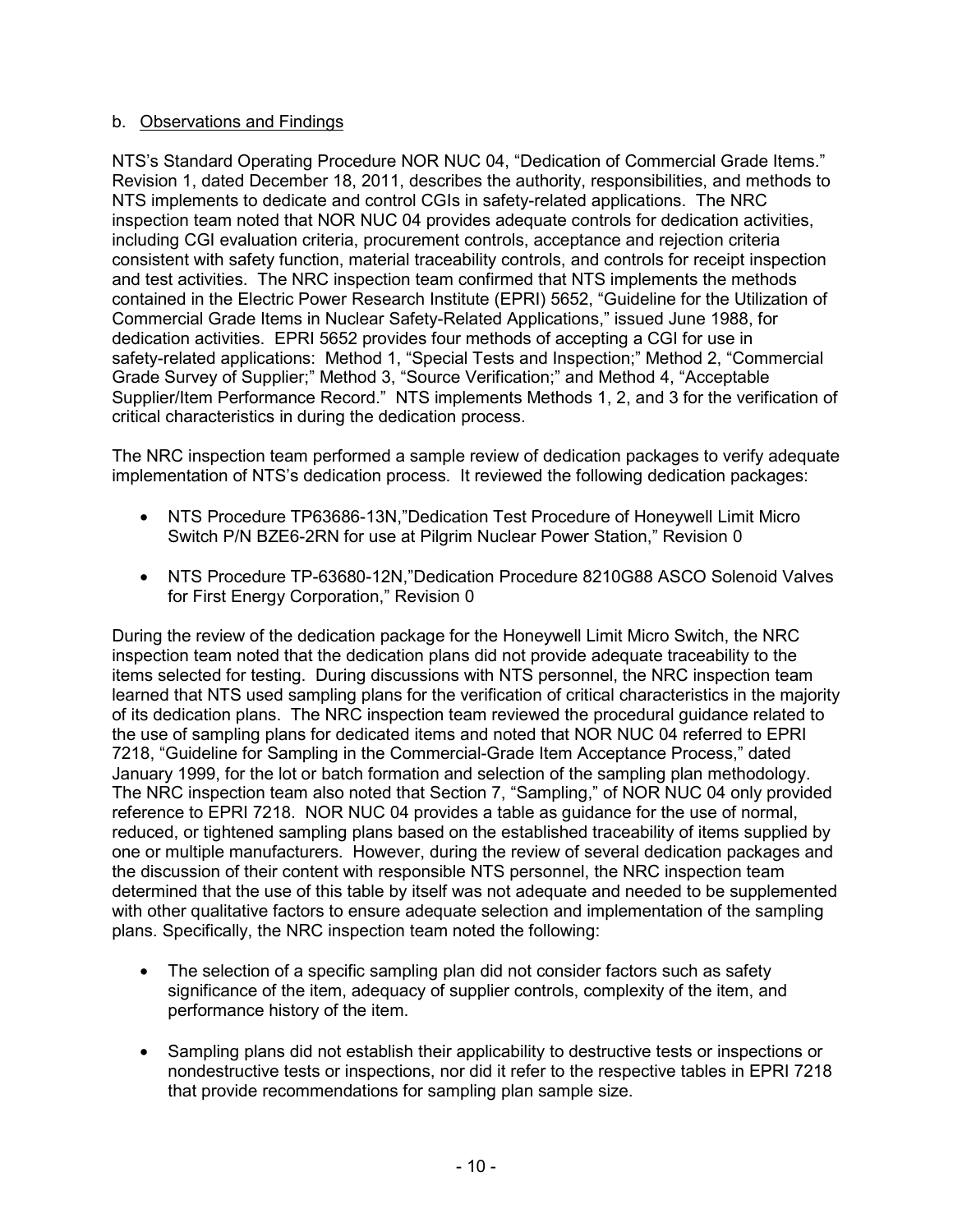b. Observations and Findings

NTS's Standard Operating Procedure NOR NUC 04, "Dedication of Commercial Grade Items." Revision 1, dated December 18, 2011, describes the authority, responsibilities, and methods to NTS implements to dedicate and control CGIs in safety-related applications. The NRC inspection team noted that NOR NUC 04 provides adequate controls for dedication activities, including CGI evaluation criteria, procurement controls, acceptance and rejection criteria consistent with safety function, material traceability controls, and controls for receipt inspection and test activities. The NRC inspection team confirmed that NTS implements the methods contained in the Electric Power Research Institute (EPRI) 5652, "Guideline for the Utilization of Commercial Grade Items in Nuclear Safety-Related Applications," issued June 1988, for dedication activities. EPRI 5652 provides four methods of accepting a CGI for use in safety-related applications: Method 1, "Special Tests and Inspection;" Method 2, "Commercial Grade Survey of Supplier;" Method 3, "Source Verification;" and Method 4, "Acceptable Supplier/Item Performance Record." NTS implements Methods 1, 2, and 3 for the verification of critical characteristics in during the dedication process.

The NRC inspection team performed a sample review of dedication packages to verify adequate implementation of NTS's dedication process. It reviewed the following dedication packages:

- NTS Procedure TP63686-13N,"Dedication Test Procedure of Honeywell Limit Micro Switch P/N BZE6-2RN for use at Pilgrim Nuclear Power Station," Revision 0
- NTS Procedure TP-63680-12N,"Dedication Procedure 8210G88 ASCO Solenoid Valves for First Energy Corporation," Revision 0

During the review of the dedication package for the Honeywell Limit Micro Switch, the NRC inspection team noted that the dedication plans did not provide adequate traceability to the items selected for testing. During discussions with NTS personnel, the NRC inspection team learned that NTS used sampling plans for the verification of critical characteristics in the majority of its dedication plans. The NRC inspection team reviewed the procedural guidance related to the use of sampling plans for dedicated items and noted that NOR NUC 04 referred to EPRI 7218, "Guideline for Sampling in the Commercial-Grade Item Acceptance Process," dated January 1999, for the lot or batch formation and selection of the sampling plan methodology. The NRC inspection team also noted that Section 7, "Sampling," of NOR NUC 04 only provided reference to EPRI 7218. NOR NUC 04 provides a table as guidance for the use of normal, reduced, or tightened sampling plans based on the established traceability of items supplied by one or multiple manufacturers. However, during the review of several dedication packages and the discussion of their content with responsible NTS personnel, the NRC inspection team determined that the use of this table by itself was not adequate and needed to be supplemented with other qualitative factors to ensure adequate selection and implementation of the sampling plans. Specifically, the NRC inspection team noted the following:

- The selection of a specific sampling plan did not consider factors such as safety significance of the item, adequacy of supplier controls, complexity of the item, and performance history of the item.
- Sampling plans did not establish their applicability to destructive tests or inspections or nondestructive tests or inspections, nor did it refer to the respective tables in EPRI 7218 that provide recommendations for sampling plan sample size.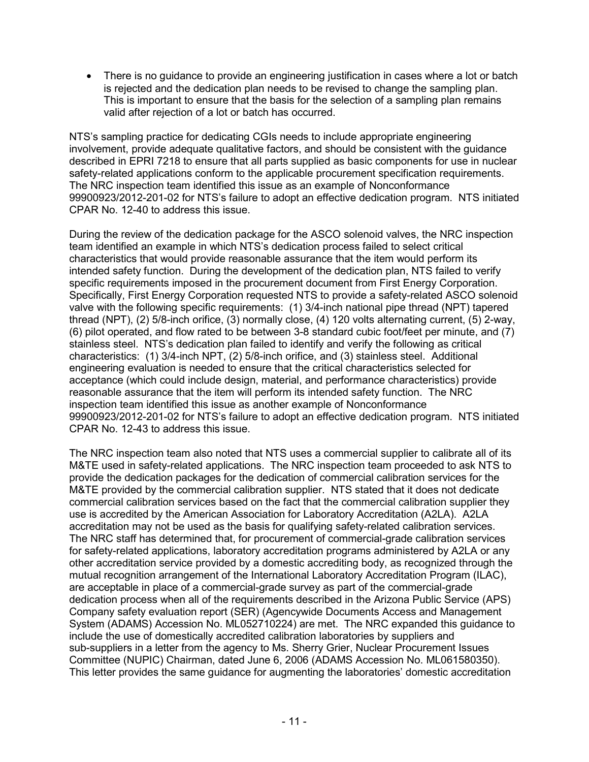- There is no guidance to provide an engineering justification in cases where a lot or batch is rejected and the dedication plan needs to be revised to change the sampling plan. This is important to ensure that the basis for the selection of a sampling plan remains valid after rejection of a lot or batch has occurred.

NTS's sampling practice for dedicating CGIs needs to include appropriate engineering involvement, provide adequate qualitative factors, and should be consistent with the guidance described in EPRI 7218 to ensure that all parts supplied as basic components for use in nuclear safety-related applications conform to the applicable procurement specification requirements. The NRC inspection team identified this issue as an example of Nonconformance 99900923/2012-201-02 for NTS's failure to adopt an effective dedication program. NTS initiated CPAR No. 12-40 to address this issue.

During the review of the dedication package for the ASCO solenoid valves, the NRC inspection team identified an example in which NTS's dedication process failed to select critical characteristics that would provide reasonable assurance that the item would perform its intended safety function. During the development of the dedication plan, NTS failed to verify specific requirements imposed in the procurement document from First Energy Corporation. Specifically, First Energy Corporation requested NTS to provide a safety-related ASCO solenoid valve with the following specific requirements: (1) 3/4-inch national pipe thread (NPT) tapered thread (NPT), (2) 5/8-inch orifice, (3) normally close, (4) 120 volts alternating current, (5) 2-way, (6) pilot operated, and flow rated to be between 3-8 standard cubic foot/feet per minute, and (7) stainless steel. NTS's dedication plan failed to identify and verify the following as critical characteristics: (1) 3/4-inch NPT, (2) 5/8-inch orifice, and (3) stainless steel. Additional engineering evaluation is needed to ensure that the critical characteristics selected for acceptance (which could include design, material, and performance characteristics) provide reasonable assurance that the item will perform its intended safety function. The NRC inspection team identified this issue as another example of Nonconformance 99900923/2012-201-02 for NTS's failure to adopt an effective dedication program. NTS initiated CPAR No. 12-43 to address this issue.

The NRC inspection team also noted that NTS uses a commercial supplier to calibrate all of its M&TE used in safety-related applications. The NRC inspection team proceeded to ask NTS to provide the dedication packages for the dedication of commercial calibration services for the M&TE provided by the commercial calibration supplier. NTS stated that it does not dedicate commercial calibration services based on the fact that the commercial calibration supplier they use is accredited by the American Association for Laboratory Accreditation (A2LA). A2LA accreditation may not be used as the basis for qualifying safety-related calibration services. The NRC staff has determined that, for procurement of commercial-grade calibration services for safety-related applications, laboratory accreditation programs administered by A2LA or any other accreditation service provided by a domestic accrediting body, as recognized through the mutual recognition arrangement of the International Laboratory Accreditation Program (ILAC), are acceptable in place of a commercial-grade survey as part of the commercial-grade dedication process when all of the requirements described in the Arizona Public Service (APS) Company safety evaluation report (SER) (Agencywide Documents Access and Management System (ADAMS) Accession No. ML052710224) are met. The NRC expanded this guidance to include the use of domestically accredited calibration laboratories by suppliers and sub-suppliers in a letter from the agency to Ms. Sherry Grier, Nuclear Procurement Issues Committee (NUPIC) Chairman, dated June 6, 2006 (ADAMS Accession No. ML061580350). This letter provides the same guidance for augmenting the laboratories' domestic accreditation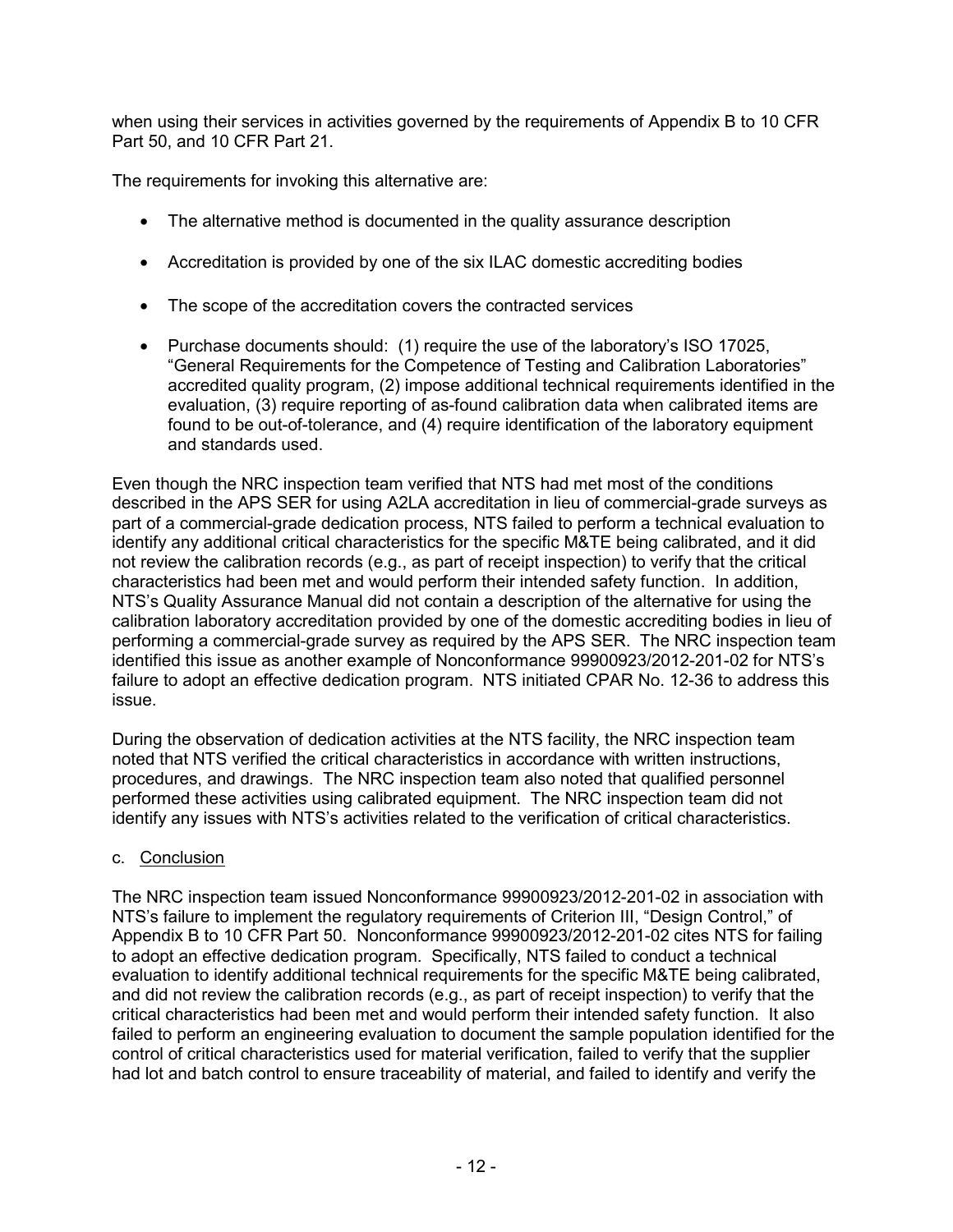when using their services in activities governed by the requirements of Appendix B to 10 CFR Part 50, and 10 CFR Part 21.

The requirements for invoking this alternative are:

- The alternative method is documented in the quality assurance description
- Accreditation is provided by one of the six ILAC domestic accrediting bodies
- The scope of the accreditation covers the contracted services
- Purchase documents should: (1) require the use of the laboratory's ISO 17025, "General Requirements for the Competence of Testing and Calibration Laboratories" accredited quality program, (2) impose additional technical requirements identified in the evaluation, (3) require reporting of as-found calibration data when calibrated items are found to be out-of-tolerance, and (4) require identification of the laboratory equipment and standards used.

Even though the NRC inspection team verified that NTS had met most of the conditions described in the APS SER for using A2LA accreditation in lieu of commercial-grade surveys as part of a commercial-grade dedication process, NTS failed to perform a technical evaluation to identify any additional critical characteristics for the specific M&TE being calibrated, and it did not review the calibration records (e.g., as part of receipt inspection) to verify that the critical characteristics had been met and would perform their intended safety function. In addition, NTS's Quality Assurance Manual did not contain a description of the alternative for using the calibration laboratory accreditation provided by one of the domestic accrediting bodies in lieu of performing a commercial-grade survey as required by the APS SER. The NRC inspection team identified this issue as another example of Nonconformance 99900923/2012-201-02 for NTS's failure to adopt an effective dedication program. NTS initiated CPAR No. 12-36 to address this issue.

During the observation of dedication activities at the NTS facility, the NRC inspection team noted that NTS verified the critical characteristics in accordance with written instructions, procedures, and drawings. The NRC inspection team also noted that qualified personnel performed these activities using calibrated equipment. The NRC inspection team did not identify any issues with NTS's activities related to the verification of critical characteristics.

c. Conclusion

The NRC inspection team issued Nonconformance 99900923/2012-201-02 in association with NTS's failure to implement the regulatory requirements of Criterion III, "Design Control," of Appendix B to 10 CFR Part 50. Nonconformance 99900923/2012-201-02 cites NTS for failing to adopt an effective dedication program. Specifically, NTS failed to conduct a technical evaluation to identify additional technical requirements for the specific M&TE being calibrated, and did not review the calibration records (e.g., as part of receipt inspection) to verify that the critical characteristics had been met and would perform their intended safety function. It also failed to perform an engineering evaluation to document the sample population identified for the control of critical characteristics used for material verification, failed to verify that the supplier had lot and batch control to ensure traceability of material, and failed to identify and verify the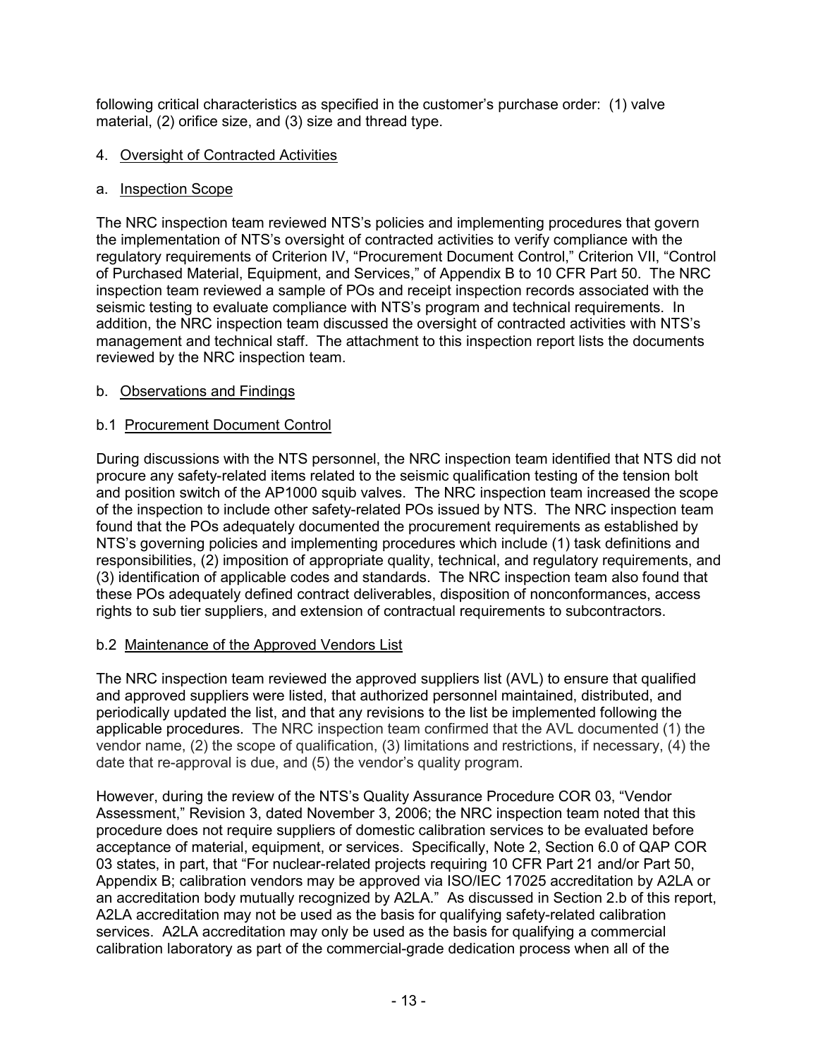following critical characteristics as specified in the customer's purchase order: (1) valve material, (2) orifice size, and (3) size and thread type.

## 4. Oversight of Contracted Activities

### a. Inspection Scope

The NRC inspection team reviewed NTS's policies and implementing procedures that govern the implementation of NTS's oversight of contracted activities to verify compliance with the regulatory requirements of Criterion IV, "Procurement Document Control," Criterion VII, "Control of Purchased Material, Equipment, and Services," of Appendix B to 10 CFR Part 50. The NRC inspection team reviewed a sample of POs and receipt inspection records associated with the seismic testing to evaluate compliance with NTS's program and technical requirements. In addition, the NRC inspection team discussed the oversight of contracted activities with NTS's management and technical staff. The attachment to this inspection report lists the documents reviewed by the NRC inspection team.

### b. Observations and Findings

#### b.1 Procurement Document Control

During discussions with the NTS personnel, the NRC inspection team identified that NTS did not procure any safety-related items related to the seismic qualification testing of the tension bolt and position switch of the AP1000 squib valves. The NRC inspection team increased the scope of the inspection to include other safety-related POs issued by NTS. The NRC inspection team found that the POs adequately documented the procurement requirements as established by NTS's governing policies and implementing procedures which include (1) task definitions and responsibilities, (2) imposition of appropriate quality, technical, and regulatory requirements, and (3) identification of applicable codes and standards. The NRC inspection team also found that these POs adequately defined contract deliverables, disposition of nonconformances, access rights to sub tier suppliers, and extension of contractual requirements to subcontractors.

#### b.2 Maintenance of the Approved Vendors List

The NRC inspection team reviewed the approved suppliers list (AVL) to ensure that qualified and approved suppliers were listed, that authorized personnel maintained, distributed, and periodically updated the list, and that any revisions to the list be implemented following the applicable procedures. The NRC inspection team confirmed that the AVL documented (1) the vendor name, (2) the scope of qualification, (3) limitations and restrictions, if necessary, (4) the date that re-approval is due, and (5) the vendor's quality program.

However, during the review of the NTS's Quality Assurance Procedure COR 03, "Vendor Assessment," Revision 3, dated November 3, 2006; the NRC inspection team noted that this procedure does not require suppliers of domestic calibration services to be evaluated before acceptance of material, equipment, or services. Specifically, Note 2, Section 6.0 of QAP COR 03 states, in part, that "For nuclear-related projects requiring 10 CFR Part 21 and/or Part 50, Appendix B; calibration vendors may be approved via ISO/IEC 17025 accreditation by A2LA or an accreditation body mutually recognized by A2LA." As discussed in Section 2.b of this report, A2LA accreditation may not be used as the basis for qualifying safety-related calibration services. A2LA accreditation may only be used as the basis for qualifying a commercial calibration laboratory as part of the commercial-grade dedication process when all of the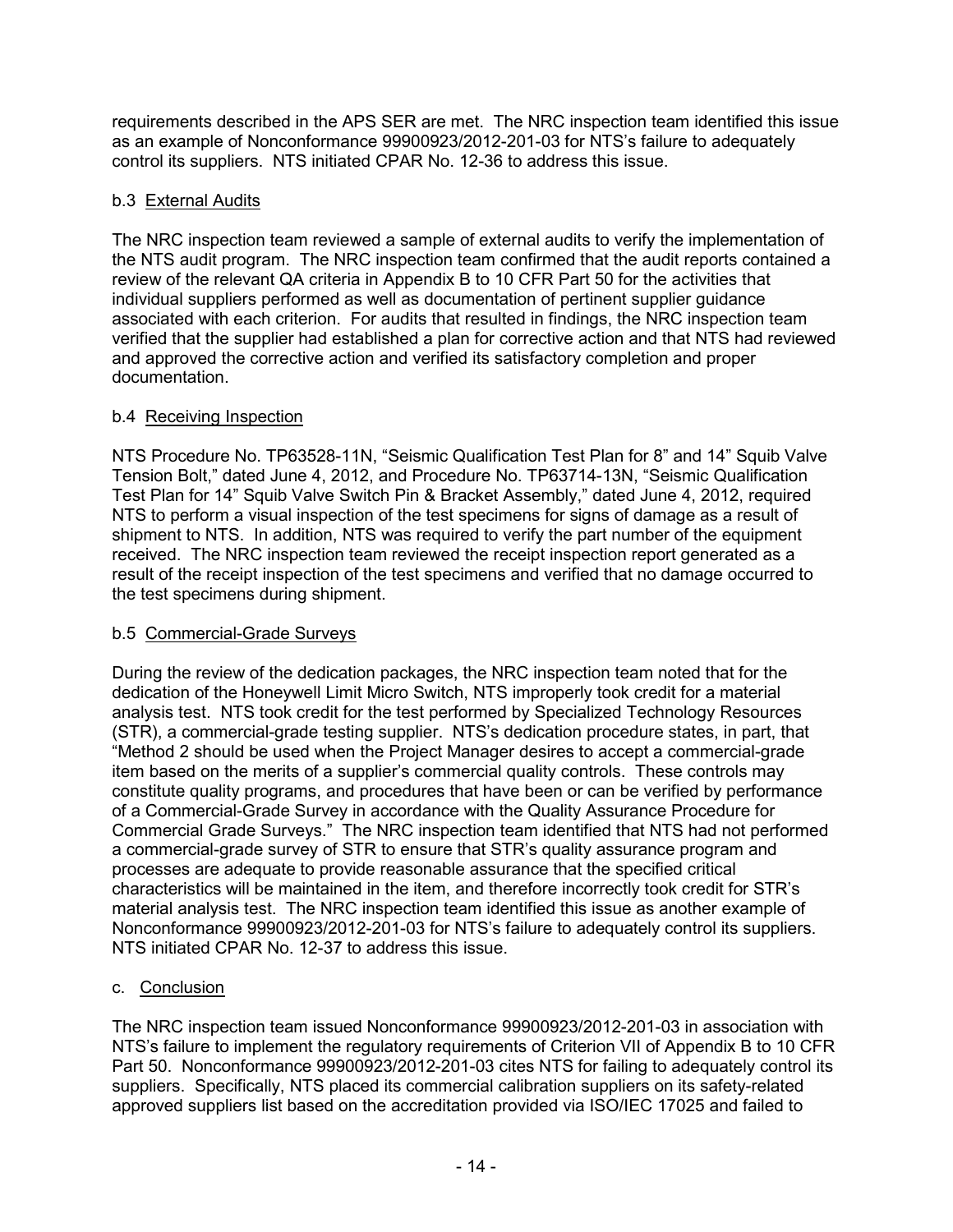requirements described in the APS SER are met. The NRC inspection team identified this issue as an example of Nonconformance 99900923/2012-201-03 for NTS's failure to adequately control its suppliers. NTS initiated CPAR No. 12-36 to address this issue.

b.3 External Audits

The NRC inspection team reviewed a sample of external audits to verify the implementation of the NTS audit program. The NRC inspection team confirmed that the audit reports contained a review of the relevant QA criteria in Appendix B to 10 CFR Part 50 for the activities that individual suppliers performed as well as documentation of pertinent supplier guidance associated with each criterion. For audits that resulted in findings, the NRC inspection team verified that the supplier had established a plan for corrective action and that NTS had reviewed and approved the corrective action and verified its satisfactory completion and proper documentation.

b.4 Receiving Inspection

NTS Procedure No. TP63528-11N, "Seismic Qualification Test Plan for 8" and 14" Squib Valve Tension Bolt," dated June 4, 2012, and Procedure No. TP63714-13N, "Seismic Qualification Test Plan for 14" Squib Valve Switch Pin & Bracket Assembly," dated June 4, 2012, required NTS to perform a visual inspection of the test specimens for signs of damage as a result of shipment to NTS. In addition, NTS was required to verify the part number of the equipment received. The NRC inspection team reviewed the receipt inspection report generated as a result of the receipt inspection of the test specimens and verified that no damage occurred to the test specimens during shipment.

b.5 Commercial-Grade Surveys

During the review of the dedication packages, the NRC inspection team noted that for the dedication of the Honeywell Limit Micro Switch, NTS improperly took credit for a material analysis test. NTS took credit for the test performed by Specialized Technology Resources (STR), a commercial-grade testing supplier. NTS's dedication procedure states, in part, that "Method 2 should be used when the Project Manager desires to accept a commercial-grade item based on the merits of a supplier's commercial quality controls. These controls may constitute quality programs, and procedures that have been or can be verified by performance of a Commercial-Grade Survey in accordance with the Quality Assurance Procedure for Commercial Grade Surveys." The NRC inspection team identified that NTS had not performed a commercial-grade survey of STR to ensure that STR's quality assurance program and processes are adequate to provide reasonable assurance that the specified critical characteristics will be maintained in the item, and therefore incorrectly took credit for STR's material analysis test. The NRC inspection team identified this issue as another example of Nonconformance 99900923/2012-201-03 for NTS's failure to adequately control its suppliers. NTS initiated CPAR No. 12-37 to address this issue.

c. Conclusion

The NRC inspection team issued Nonconformance 99900923/2012-201-03 in association with NTS's failure to implement the regulatory requirements of Criterion VII of Appendix B to 10 CFR Part 50. Nonconformance 99900923/2012-201-03 cites NTS for failing to adequately control its suppliers. Specifically, NTS placed its commercial calibration suppliers on its safety-related approved suppliers list based on the accreditation provided via ISO/IEC 17025 and failed to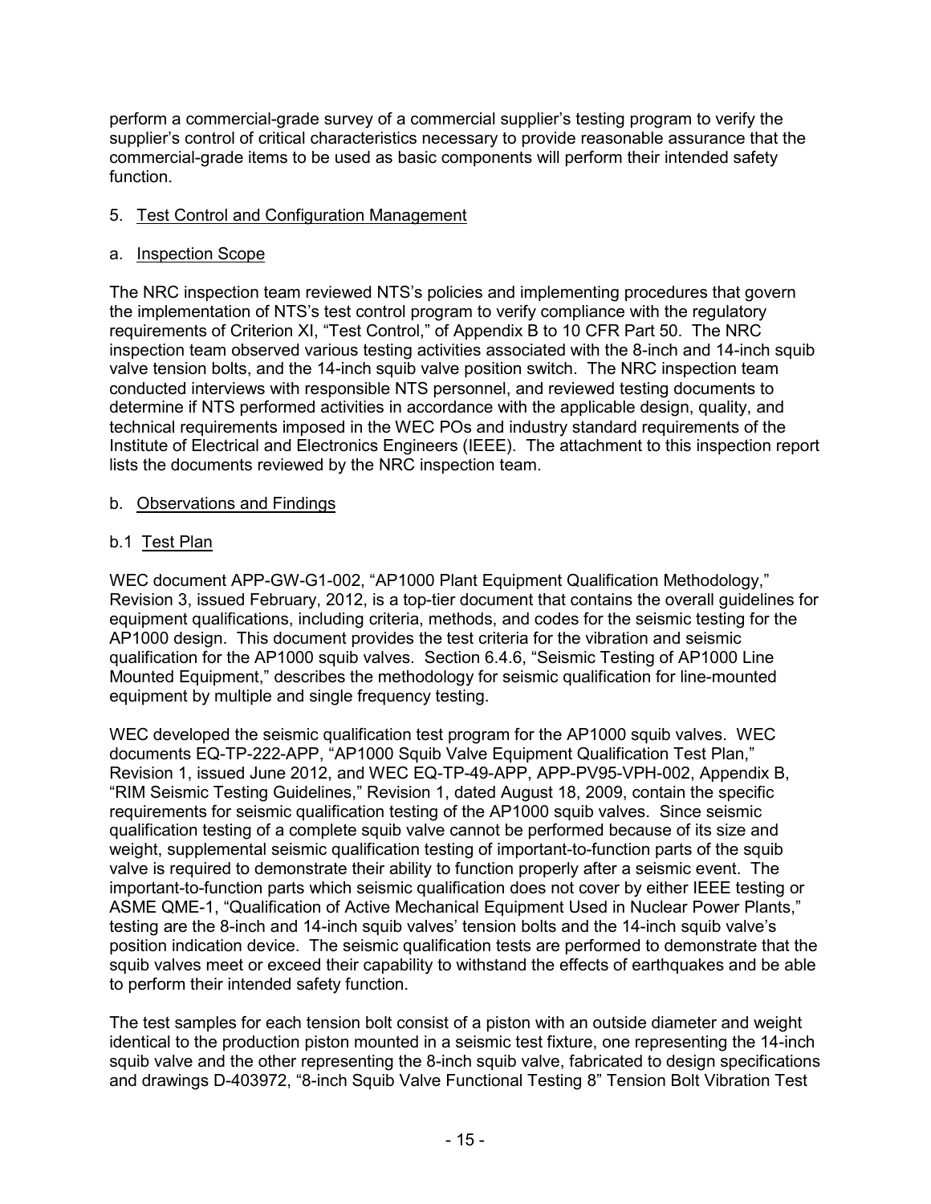perform a commercial-grade survey of a commercial supplier's testing program to verify the supplier's control of critical characteristics necessary to provide reasonable assurance that the commercial-grade items to be used as basic components will perform their intended safety function.

## 5. Test Control and Configuration Management

### a. Inspection Scope

The NRC inspection team reviewed NTS's policies and implementing procedures that govern the implementation of NTS's test control program to verify compliance with the regulatory requirements of Criterion XI, "Test Control," of Appendix B to 10 CFR Part 50. The NRC inspection team observed various testing activities associated with the 8-inch and 14-inch squib valve tension bolts, and the 14-inch squib valve position switch. The NRC inspection team conducted interviews with responsible NTS personnel, and reviewed testing documents to determine if NTS performed activities in accordance with the applicable design, quality, and technical requirements imposed in the WEC POs and industry standard requirements of the Institute of Electrical and Electronics Engineers (IEEE). The attachment to this inspection report lists the documents reviewed by the NRC inspection team.

### b. Observations and Findings

#### b.1 Test Plan

WEC document APP-GW-G1-002, "AP1000 Plant Equipment Qualification Methodology," Revision 3, issued February, 2012, is a top-tier document that contains the overall guidelines for equipment qualifications, including criteria, methods, and codes for the seismic testing for the AP1000 design. This document provides the test criteria for the vibration and seismic qualification for the AP1000 squib valves. Section 6.4.6, "Seismic Testing of AP1000 Line Mounted Equipment," describes the methodology for seismic qualification for line-mounted equipment by multiple and single frequency testing.

WEC developed the seismic qualification test program for the AP1000 squib valves. WEC documents EQ-TP-222-APP, "AP1000 Squib Valve Equipment Qualification Test Plan," Revision 1, issued June 2012, and WEC EQ-TP-49-APP, APP-PV95-VPH-002, Appendix B, "RIM Seismic Testing Guidelines," Revision 1, dated August 18, 2009, contain the specific requirements for seismic qualification testing of the AP1000 squib valves. Since seismic qualification testing of a complete squib valve cannot be performed because of its size and weight, supplemental seismic qualification testing of important-to-function parts of the squib valve is required to demonstrate their ability to function properly after a seismic event. The important-to-function parts which seismic qualification does not cover by either IEEE testing or ASME QME-1, "Qualification of Active Mechanical Equipment Used in Nuclear Power Plants," testing are the 8-inch and 14-inch squib valves' tension bolts and the 14-inch squib valve's position indication device. The seismic qualification tests are performed to demonstrate that the squib valves meet or exceed their capability to withstand the effects of earthquakes and be able to perform their intended safety function.

The test samples for each tension bolt consist of a piston with an outside diameter and weight identical to the production piston mounted in a seismic test fixture, one representing the 14-inch squib valve and the other representing the 8-inch squib valve, fabricated to design specifications and drawings D-403972, "8-inch Squib Valve Functional Testing 8" Tension Bolt Vibration Test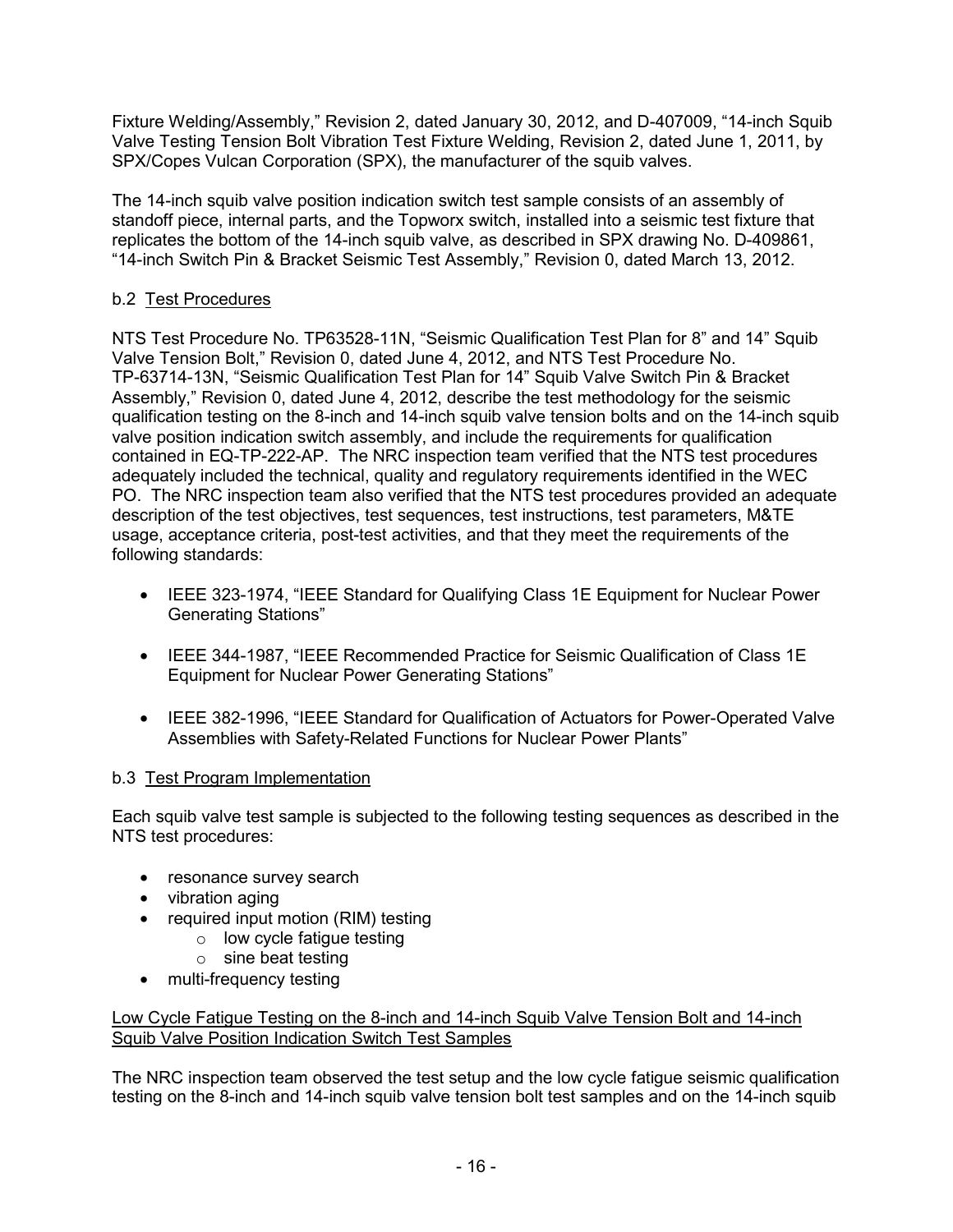Fixture Welding/Assembly," Revision 2, dated January 30, 2012, and D-407009, "14-inch Squib Valve Testing Tension Bolt Vibration Test Fixture Welding, Revision 2, dated June 1, 2011, by SPX/Copes Vulcan Corporation (SPX), the manufacturer of the squib valves.

The 14-inch squib valve position indication switch test sample consists of an assembly of standoff piece, internal parts, and the Topworx switch, installed into a seismic test fixture that replicates the bottom of the 14-inch squib valve, as described in SPX drawing No. D-409861, "14-inch Switch Pin & Bracket Seismic Test Assembly," Revision 0, dated March 13, 2012.

b.2 Test Procedures

NTS Test Procedure No. TP63528-11N, "Seismic Qualification Test Plan for 8" and 14" Squib Valve Tension Bolt," Revision 0, dated June 4, 2012, and NTS Test Procedure No. TP-63714-13N, "Seismic Qualification Test Plan for 14" Squib Valve Switch Pin & Bracket Assembly," Revision 0, dated June 4, 2012, describe the test methodology for the seismic qualification testing on the 8-inch and 14-inch squib valve tension bolts and on the 14-inch squib valve position indication switch assembly, and include the requirements for qualification contained in EQ-TP-222-AP. The NRC inspection team verified that the NTS test procedures adequately included the technical, quality and regulatory requirements identified in the WEC PO. The NRC inspection team also verified that the NTS test procedures provided an adequate description of the test objectives, test sequences, test instructions, test parameters, M&TE usage, acceptance criteria, post-test activities, and that they meet the requirements of the following standards:

- IEEE 323-1974, "IEEE Standard for Qualifying Class 1E Equipment for Nuclear Power Generating Stations"
- IEEE 344-1987, "IEEE Recommended Practice for Seismic Qualification of Class 1E Equipment for Nuclear Power Generating Stations"
- IEEE 382-1996, "IEEE Standard for Qualification of Actuators for Power-Operated Valve Assemblies with Safety-Related Functions for Nuclear Power Plants"

b.3 Test Program Implementation

Each squib valve test sample is subjected to the following testing sequences as described in the NTS test procedures:

- resonance survey search
- vibration aging
- required input motion (RIM) testing
  - low cycle fatigue testing
  - sine beat testing
- multi-frequency testing

Low Cycle Fatigue Testing on the 8-inch and 14-inch Squib Valve Tension Bolt and 14-inch Squib Valve Position Indication Switch Test Samples

The NRC inspection team observed the test setup and the low cycle fatigue seismic qualification testing on the 8-inch and 14-inch squib valve tension bolt test samples and on the 14-inch squib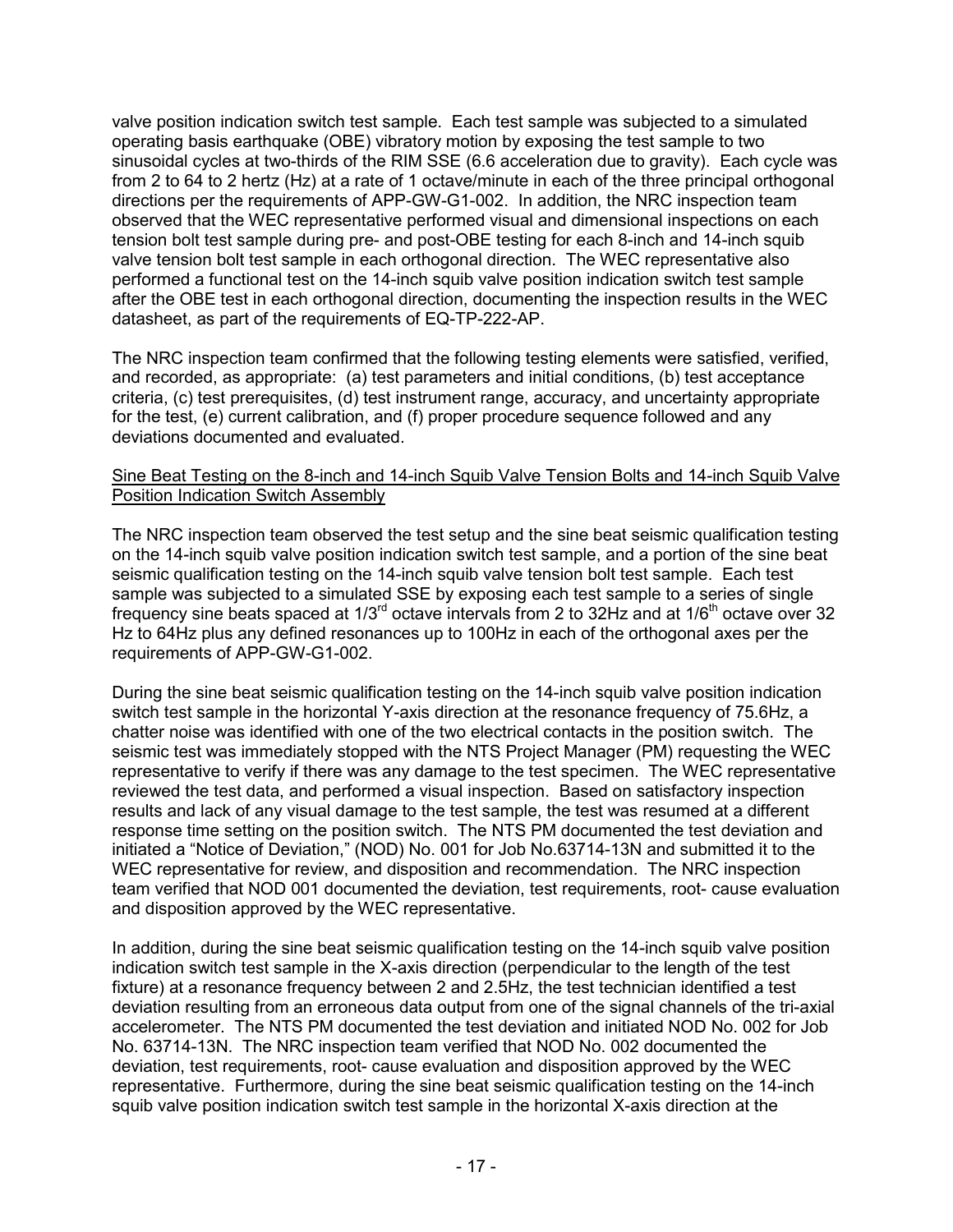valve position indication switch test sample. Each test sample was subjected to a simulated operating basis earthquake (OBE) vibratory motion by exposing the test sample to two sinusoidal cycles at two-thirds of the RIM SSE (6.6 acceleration due to gravity). Each cycle was from 2 to 64 to 2 hertz (Hz) at a rate of 1 octave/minute in each of the three principal orthogonal directions per the requirements of APP-GW-G1-002. In addition, the NRC inspection team observed that the WEC representative performed visual and dimensional inspections on each tension bolt test sample during pre- and post-OBE testing for each 8-inch and 14-inch squib valve tension bolt test sample in each orthogonal direction. The WEC representative also performed a functional test on the 14-inch squib valve position indication switch test sample after the OBE test in each orthogonal direction, documenting the inspection results in the WEC datasheet, as part of the requirements of EQ-TP-222-AP.

The NRC inspection team confirmed that the following testing elements were satisfied, verified, and recorded, as appropriate: (a) test parameters and initial conditions, (b) test acceptance criteria, (c) test prerequisites, (d) test instrument range, accuracy, and uncertainty appropriate for the test, (e) current calibration, and (f) proper procedure sequence followed and any deviations documented and evaluated.

<u>Sine Beat Testing on the 8-inch and 14-inch Squib Valve Tension Bolts and 14-inch Squib Valve Position Indication Switch Assembly</u>

The NRC inspection team observed the test setup and the sine beat seismic qualification testing on the 14-inch squib valve position indication switch test sample, and a portion of the sine beat seismic qualification testing on the 14-inch squib valve tension bolt test sample. Each test sample was subjected to a simulated SSE by exposing each test sample to a series of single frequency sine beats spaced at 1/3rd octave intervals from 2 to 32Hz and at 1/6th octave over 32 Hz to 64Hz plus any defined resonances up to 100Hz in each of the orthogonal axes per the requirements of APP-GW-G1-002.

During the sine beat seismic qualification testing on the 14-inch squib valve position indication switch test sample in the horizontal Y-axis direction at the resonance frequency of 75.6Hz, a chatter noise was identified with one of the two electrical contacts in the position switch. The seismic test was immediately stopped with the NTS Project Manager (PM) requesting the WEC representative to verify if there was any damage to the test specimen. The WEC representative reviewed the test data, and performed a visual inspection. Based on satisfactory inspection results and lack of any visual damage to the test sample, the test was resumed at a different response time setting on the position switch. The NTS PM documented the test deviation and initiated a "Notice of Deviation," (NOD) No. 001 for Job No.63714-13N and submitted it to the WEC representative for review, and disposition and recommendation. The NRC inspection team verified that NOD 001 documented the deviation, test requirements, root- cause evaluation and disposition approved by the WEC representative.

In addition, during the sine beat seismic qualification testing on the 14-inch squib valve position indication switch test sample in the X-axis direction (perpendicular to the length of the test fixture) at a resonance frequency between 2 and 2.5Hz, the test technician identified a test deviation resulting from an erroneous data output from one of the signal channels of the tri-axial accelerometer. The NTS PM documented the test deviation and initiated NOD No. 002 for Job No. 63714-13N. The NRC inspection team verified that NOD No. 002 documented the deviation, test requirements, root- cause evaluation and disposition approved by the WEC representative. Furthermore, during the sine beat seismic qualification testing on the 14-inch squib valve position indication switch test sample in the horizontal X-axis direction at the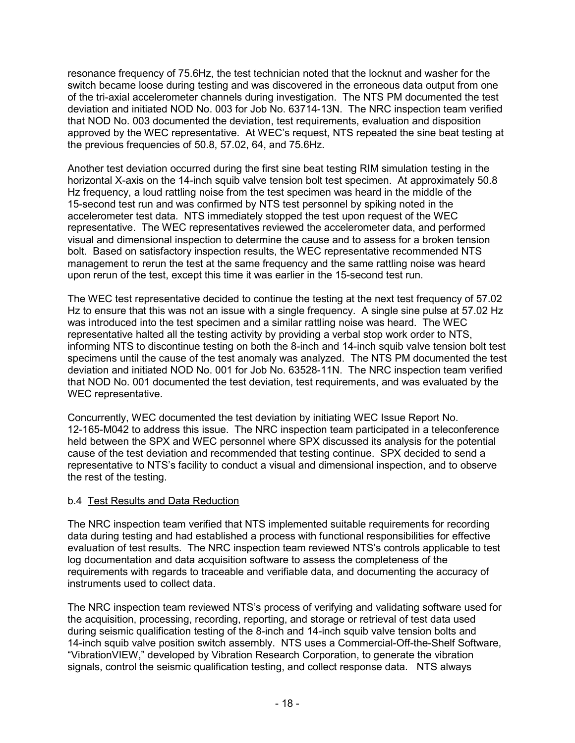resonance frequency of 75.6Hz, the test technician noted that the locknut and washer for the switch became loose during testing and was discovered in the erroneous data output from one of the tri-axial accelerometer channels during investigation. The NTS PM documented the test deviation and initiated NOD No. 003 for Job No. 63714-13N. The NRC inspection team verified that NOD No. 003 documented the deviation, test requirements, evaluation and disposition approved by the WEC representative. At WEC's request, NTS repeated the sine beat testing at the previous frequencies of 50.8, 57.02, 64, and 75.6Hz.

Another test deviation occurred during the first sine beat testing RIM simulation testing in the horizontal X-axis on the 14-inch squib valve tension bolt test specimen. At approximately 50.8 Hz frequency, a loud rattling noise from the test specimen was heard in the middle of the 15-second test run and was confirmed by NTS test personnel by spiking noted in the accelerometer test data. NTS immediately stopped the test upon request of the WEC representative. The WEC representatives reviewed the accelerometer data, and performed visual and dimensional inspection to determine the cause and to assess for a broken tension bolt. Based on satisfactory inspection results, the WEC representative recommended NTS management to rerun the test at the same frequency and the same rattling noise was heard upon rerun of the test, except this time it was earlier in the 15-second test run.

The WEC test representative decided to continue the testing at the next test frequency of 57.02 Hz to ensure that this was not an issue with a single frequency. A single sine pulse at 57.02 Hz was introduced into the test specimen and a similar rattling noise was heard. The WEC representative halted all the testing activity by providing a verbal stop work order to NTS, informing NTS to discontinue testing on both the 8-inch and 14-inch squib valve tension bolt test specimens until the cause of the test anomaly was analyzed. The NTS PM documented the test deviation and initiated NOD No. 001 for Job No. 63528-11N. The NRC inspection team verified that NOD No. 001 documented the test deviation, test requirements, and was evaluated by the WEC representative.

Concurrently, WEC documented the test deviation by initiating WEC Issue Report No. 12-165-M042 to address this issue. The NRC inspection team participated in a teleconference held between the SPX and WEC personnel where SPX discussed its analysis for the potential cause of the test deviation and recommended that testing continue. SPX decided to send a representative to NTS's facility to conduct a visual and dimensional inspection, and to observe the rest of the testing.

b.4 <u>Test Results and Data Reduction</u>

The NRC inspection team verified that NTS implemented suitable requirements for recording data during testing and had established a process with functional responsibilities for effective evaluation of test results. The NRC inspection team reviewed NTS's controls applicable to test log documentation and data acquisition software to assess the completeness of the requirements with regards to traceable and verifiable data, and documenting the accuracy of instruments used to collect data.

The NRC inspection team reviewed NTS's process of verifying and validating software used for the acquisition, processing, recording, reporting, and storage or retrieval of test data used during seismic qualification testing of the 8-inch and 14-inch squib valve tension bolts and 14-inch squib valve position switch assembly. NTS uses a Commercial-Off-the-Shelf Software, "VibrationVIEW," developed by Vibration Research Corporation, to generate the vibration signals, control the seismic qualification testing, and collect response data. NTS always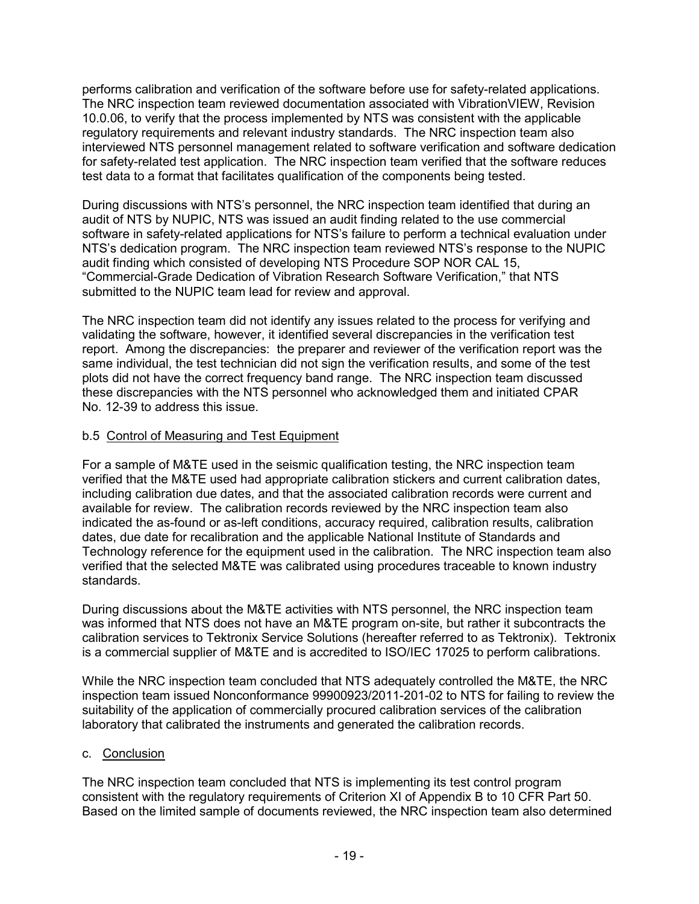performs calibration and verification of the software before use for safety-related applications. The NRC inspection team reviewed documentation associated with VibrationVIEW, Revision 10.0.06, to verify that the process implemented by NTS was consistent with the applicable regulatory requirements and relevant industry standards. The NRC inspection team also interviewed NTS personnel management related to software verification and software dedication for safety-related test application. The NRC inspection team verified that the software reduces test data to a format that facilitates qualification of the components being tested.

During discussions with NTS's personnel, the NRC inspection team identified that during an audit of NTS by NUPIC, NTS was issued an audit finding related to the use commercial software in safety-related applications for NTS's failure to perform a technical evaluation under NTS's dedication program. The NRC inspection team reviewed NTS's response to the NUPIC audit finding which consisted of developing NTS Procedure SOP NOR CAL 15, "Commercial-Grade Dedication of Vibration Research Software Verification," that NTS submitted to the NUPIC team lead for review and approval.

The NRC inspection team did not identify any issues related to the process for verifying and validating the software, however, it identified several discrepancies in the verification test report. Among the discrepancies: the preparer and reviewer of the verification report was the same individual, the test technician did not sign the verification results, and some of the test plots did not have the correct frequency band range. The NRC inspection team discussed these discrepancies with the NTS personnel who acknowledged them and initiated CPAR No. 12-39 to address this issue.

b.5 Control of Measuring and Test Equipment

For a sample of M&TE used in the seismic qualification testing, the NRC inspection team verified that the M&TE used had appropriate calibration stickers and current calibration dates, including calibration due dates, and that the associated calibration records were current and available for review. The calibration records reviewed by the NRC inspection team also indicated the as-found or as-left conditions, accuracy required, calibration results, calibration dates, due date for recalibration and the applicable National Institute of Standards and Technology reference for the equipment used in the calibration. The NRC inspection team also verified that the selected M&TE was calibrated using procedures traceable to known industry standards.

During discussions about the M&TE activities with NTS personnel, the NRC inspection team was informed that NTS does not have an M&TE program on-site, but rather it subcontracts the calibration services to Tektronix Service Solutions (hereafter referred to as Tektronix). Tektronix is a commercial supplier of M&TE and is accredited to ISO/IEC 17025 to perform calibrations.

While the NRC inspection team concluded that NTS adequately controlled the M&TE, the NRC inspection team issued Nonconformance 99900923/2011-201-02 to NTS for failing to review the suitability of the application of commercially procured calibration services of the calibration laboratory that calibrated the instruments and generated the calibration records.

c. Conclusion

The NRC inspection team concluded that NTS is implementing its test control program consistent with the regulatory requirements of Criterion XI of Appendix B to 10 CFR Part 50. Based on the limited sample of documents reviewed, the NRC inspection team also determined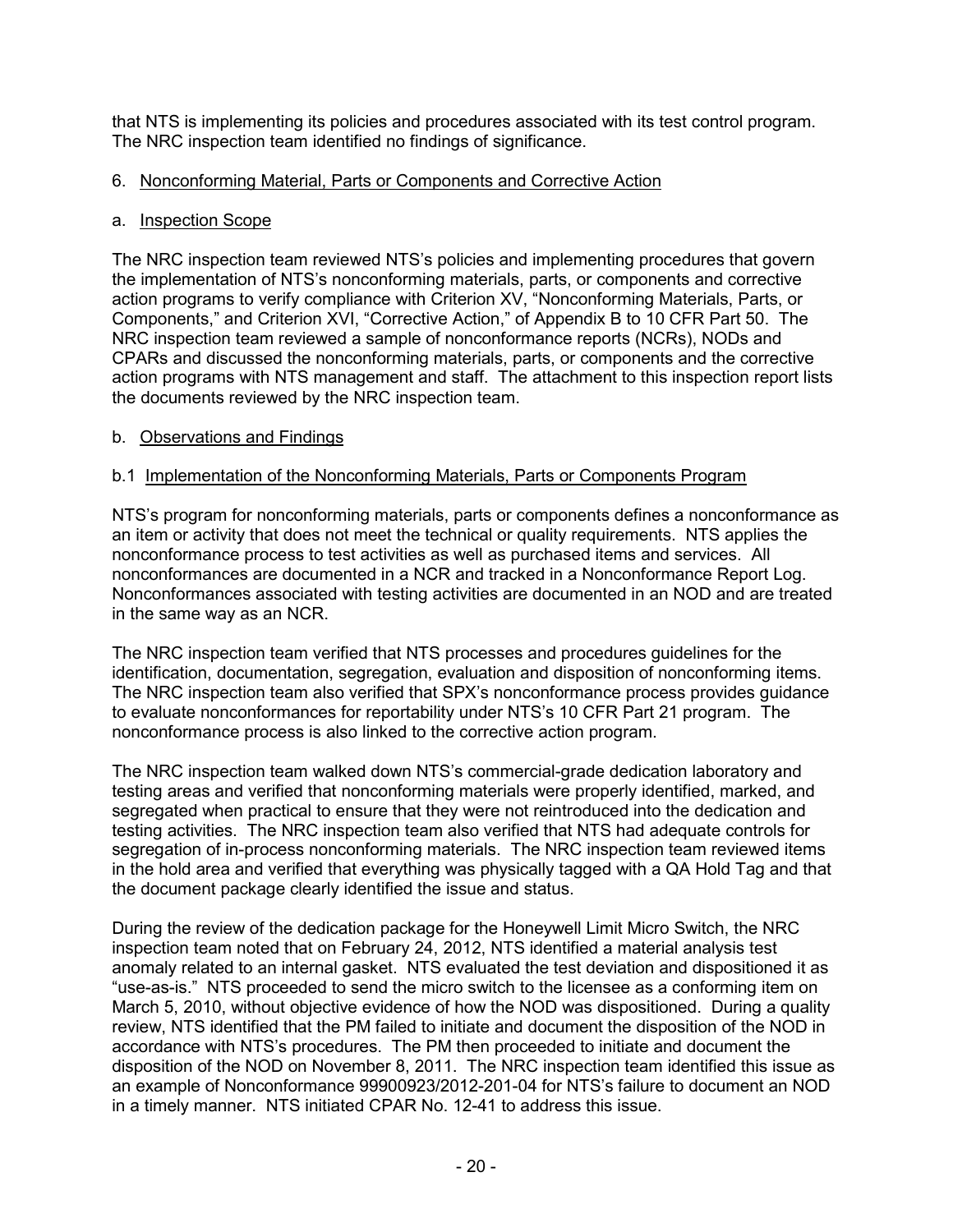that NTS is implementing its policies and procedures associated with its test control program. The NRC inspection team identified no findings of significance.

6. Nonconforming Material, Parts or Components and Corrective Action

a. Inspection Scope

The NRC inspection team reviewed NTS's policies and implementing procedures that govern the implementation of NTS's nonconforming materials, parts, or components and corrective action programs to verify compliance with Criterion XV, "Nonconforming Materials, Parts, or Components," and Criterion XVI, "Corrective Action," of Appendix B to 10 CFR Part 50. The NRC inspection team reviewed a sample of nonconformance reports (NCRs), NODs and CPARs and discussed the nonconforming materials, parts, or components and the corrective action programs with NTS management and staff. The attachment to this inspection report lists the documents reviewed by the NRC inspection team.

b. Observations and Findings

b.1 Implementation of the Nonconforming Materials, Parts or Components Program

NTS's program for nonconforming materials, parts or components defines a nonconformance as an item or activity that does not meet the technical or quality requirements. NTS applies the nonconformance process to test activities as well as purchased items and services. All nonconformances are documented in a NCR and tracked in a Nonconformance Report Log. Nonconformances associated with testing activities are documented in an NOD and are treated in the same way as an NCR.

The NRC inspection team verified that NTS processes and procedures guidelines for the identification, documentation, segregation, evaluation and disposition of nonconforming items. The NRC inspection team also verified that SPX's nonconformance process provides guidance to evaluate nonconformances for reportability under NTS's 10 CFR Part 21 program. The nonconformance process is also linked to the corrective action program.

The NRC inspection team walked down NTS's commercial-grade dedication laboratory and testing areas and verified that nonconforming materials were properly identified, marked, and segregated when practical to ensure that they were not reintroduced into the dedication and testing activities. The NRC inspection team also verified that NTS had adequate controls for segregation of in-process nonconforming materials. The NRC inspection team reviewed items in the hold area and verified that everything was physically tagged with a QA Hold Tag and that the document package clearly identified the issue and status.

During the review of the dedication package for the Honeywell Limit Micro Switch, the NRC inspection team noted that on February 24, 2012, NTS identified a material analysis test anomaly related to an internal gasket. NTS evaluated the test deviation and dispositioned it as "use-as-is." NTS proceeded to send the micro switch to the licensee as a conforming item on March 5, 2010, without objective evidence of how the NOD was dispositioned. During a quality review, NTS identified that the PM failed to initiate and document the disposition of the NOD in accordance with NTS's procedures. The PM then proceeded to initiate and document the disposition of the NOD on November 8, 2011. The NRC inspection team identified this issue as an example of Nonconformance 99900923/2012-201-04 for NTS's failure to document an NOD in a timely manner. NTS initiated CPAR No. 12-41 to address this issue.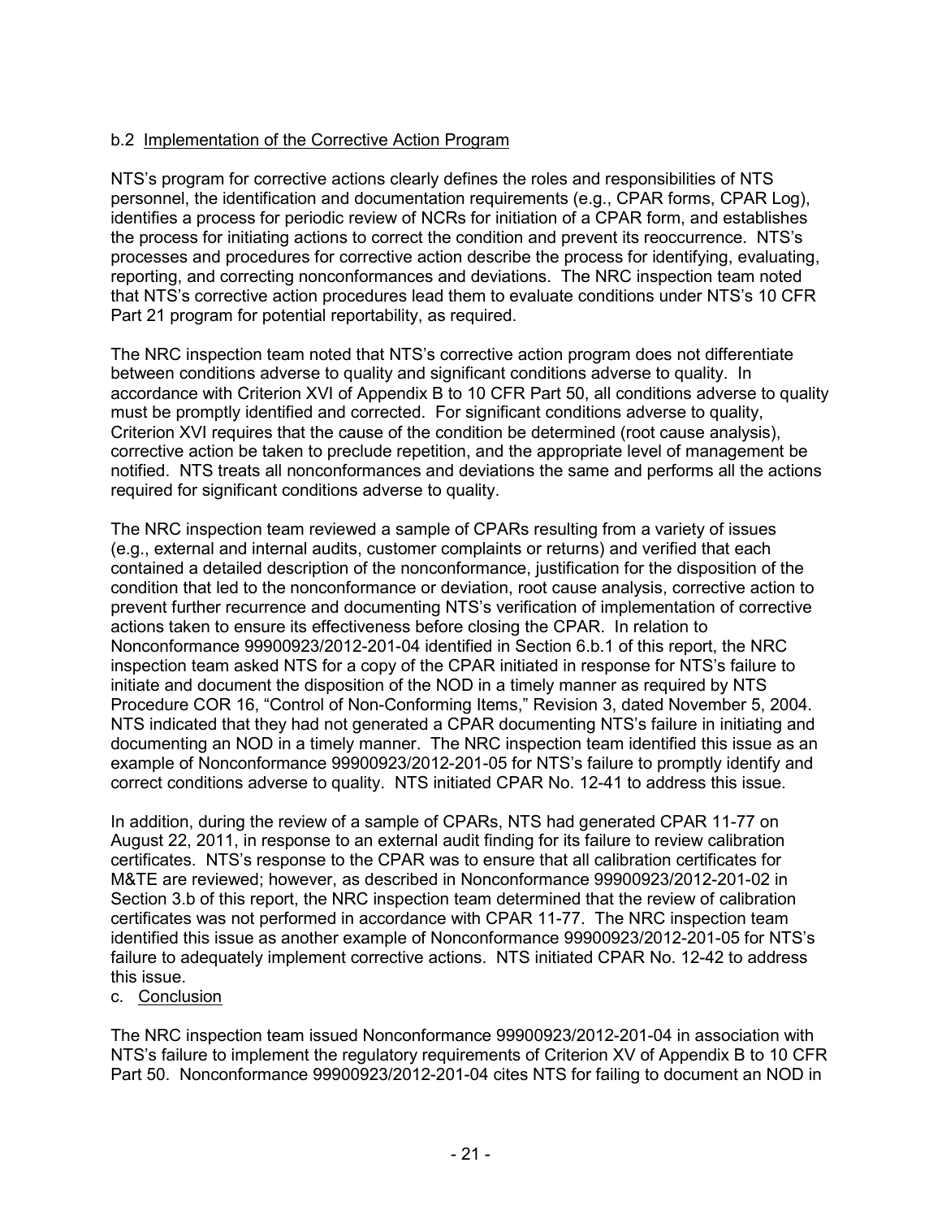b.2 Implementation of the Corrective Action Program

NTS's program for corrective actions clearly defines the roles and responsibilities of NTS personnel, the identification and documentation requirements (e.g., CPAR forms, CPAR Log), identifies a process for periodic review of NCRs for initiation of a CPAR form, and establishes the process for initiating actions to correct the condition and prevent its reoccurrence. NTS's processes and procedures for corrective action describe the process for identifying, evaluating, reporting, and correcting nonconformances and deviations. The NRC inspection team noted that NTS's corrective action procedures lead them to evaluate conditions under NTS's 10 CFR Part 21 program for potential reportability, as required.

The NRC inspection team noted that NTS's corrective action program does not differentiate between conditions adverse to quality and significant conditions adverse to quality. In accordance with Criterion XVI of Appendix B to 10 CFR Part 50, all conditions adverse to quality must be promptly identified and corrected. For significant conditions adverse to quality, Criterion XVI requires that the cause of the condition be determined (root cause analysis), corrective action be taken to preclude repetition, and the appropriate level of management be notified. NTS treats all nonconformances and deviations the same and performs all the actions required for significant conditions adverse to quality.

The NRC inspection team reviewed a sample of CPARs resulting from a variety of issues (e.g., external and internal audits, customer complaints or returns) and verified that each contained a detailed description of the nonconformance, justification for the disposition of the condition that led to the nonconformance or deviation, root cause analysis, corrective action to prevent further recurrence and documenting NTS's verification of implementation of corrective actions taken to ensure its effectiveness before closing the CPAR. In relation to Nonconformance 99900923/2012-201-04 identified in Section 6.b.1 of this report, the NRC inspection team asked NTS for a copy of the CPAR initiated in response for NTS's failure to initiate and document the disposition of the NOD in a timely manner as required by NTS Procedure COR 16, "Control of Non-Conforming Items," Revision 3, dated November 5, 2004. NTS indicated that they had not generated a CPAR documenting NTS's failure in initiating and documenting an NOD in a timely manner. The NRC inspection team identified this issue as an example of Nonconformance 99900923/2012-201-05 for NTS's failure to promptly identify and correct conditions adverse to quality. NTS initiated CPAR No. 12-41 to address this issue.

In addition, during the review of a sample of CPARs, NTS had generated CPAR 11-77 on August 22, 2011, in response to an external audit finding for its failure to review calibration certificates. NTS's response to the CPAR was to ensure that all calibration certificates for M&TE are reviewed; however, as described in Nonconformance 99900923/2012-201-02 in Section 3.b of this report, the NRC inspection team determined that the review of calibration certificates was not performed in accordance with CPAR 11-77. The NRC inspection team identified this issue as another example of Nonconformance 99900923/2012-201-05 for NTS's failure to adequately implement corrective actions. NTS initiated CPAR No. 12-42 to address this issue.

c. Conclusion

The NRC inspection team issued Nonconformance 99900923/2012-201-04 in association with NTS's failure to implement the regulatory requirements of Criterion XV of Appendix B to 10 CFR Part 50. Nonconformance 99900923/2012-201-04 cites NTS for failing to document an NOD in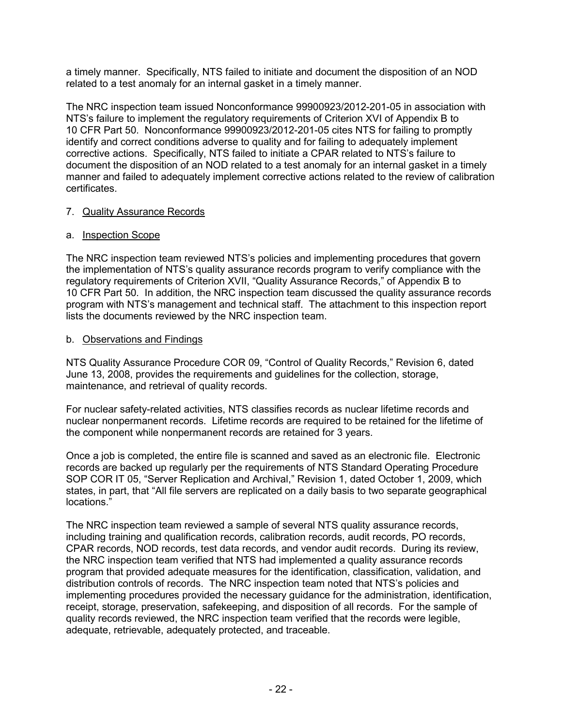a timely manner. Specifically, NTS failed to initiate and document the disposition of an NOD related to a test anomaly for an internal gasket in a timely manner.

The NRC inspection team issued Nonconformance 99900923/2012-201-05 in association with NTS's failure to implement the regulatory requirements of Criterion XVI of Appendix B to 10 CFR Part 50. Nonconformance 99900923/2012-201-05 cites NTS for failing to promptly identify and correct conditions adverse to quality and for failing to adequately implement corrective actions. Specifically, NTS failed to initiate a CPAR related to NTS's failure to document the disposition of an NOD related to a test anomaly for an internal gasket in a timely manner and failed to adequately implement corrective actions related to the review of calibration certificates.

7. <u>Quality Assurance Records</u>

a. <u>Inspection Scope</u>

The NRC inspection team reviewed NTS's policies and implementing procedures that govern the implementation of NTS's quality assurance records program to verify compliance with the regulatory requirements of Criterion XVII, "Quality Assurance Records," of Appendix B to 10 CFR Part 50. In addition, the NRC inspection team discussed the quality assurance records program with NTS's management and technical staff. The attachment to this inspection report lists the documents reviewed by the NRC inspection team.

b. <u>Observations and Findings</u>

NTS Quality Assurance Procedure COR 09, "Control of Quality Records," Revision 6, dated June 13, 2008, provides the requirements and guidelines for the collection, storage, maintenance, and retrieval of quality records.

For nuclear safety-related activities, NTS classifies records as nuclear lifetime records and nuclear nonpermanent records. Lifetime records are required to be retained for the lifetime of the component while nonpermanent records are retained for 3 years.

Once a job is completed, the entire file is scanned and saved as an electronic file. Electronic records are backed up regularly per the requirements of NTS Standard Operating Procedure SOP COR IT 05, "Server Replication and Archival," Revision 1, dated October 1, 2009, which states, in part, that "All file servers are replicated on a daily basis to two separate geographical locations."

The NRC inspection team reviewed a sample of several NTS quality assurance records, including training and qualification records, calibration records, audit records, PO records, CPAR records, NOD records, test data records, and vendor audit records. During its review, the NRC inspection team verified that NTS had implemented a quality assurance records program that provided adequate measures for the identification, classification, validation, and distribution controls of records. The NRC inspection team noted that NTS's policies and implementing procedures provided the necessary guidance for the administration, identification, receipt, storage, preservation, safekeeping, and disposition of all records. For the sample of quality records reviewed, the NRC inspection team verified that the records were legible, adequate, retrievable, adequately protected, and traceable.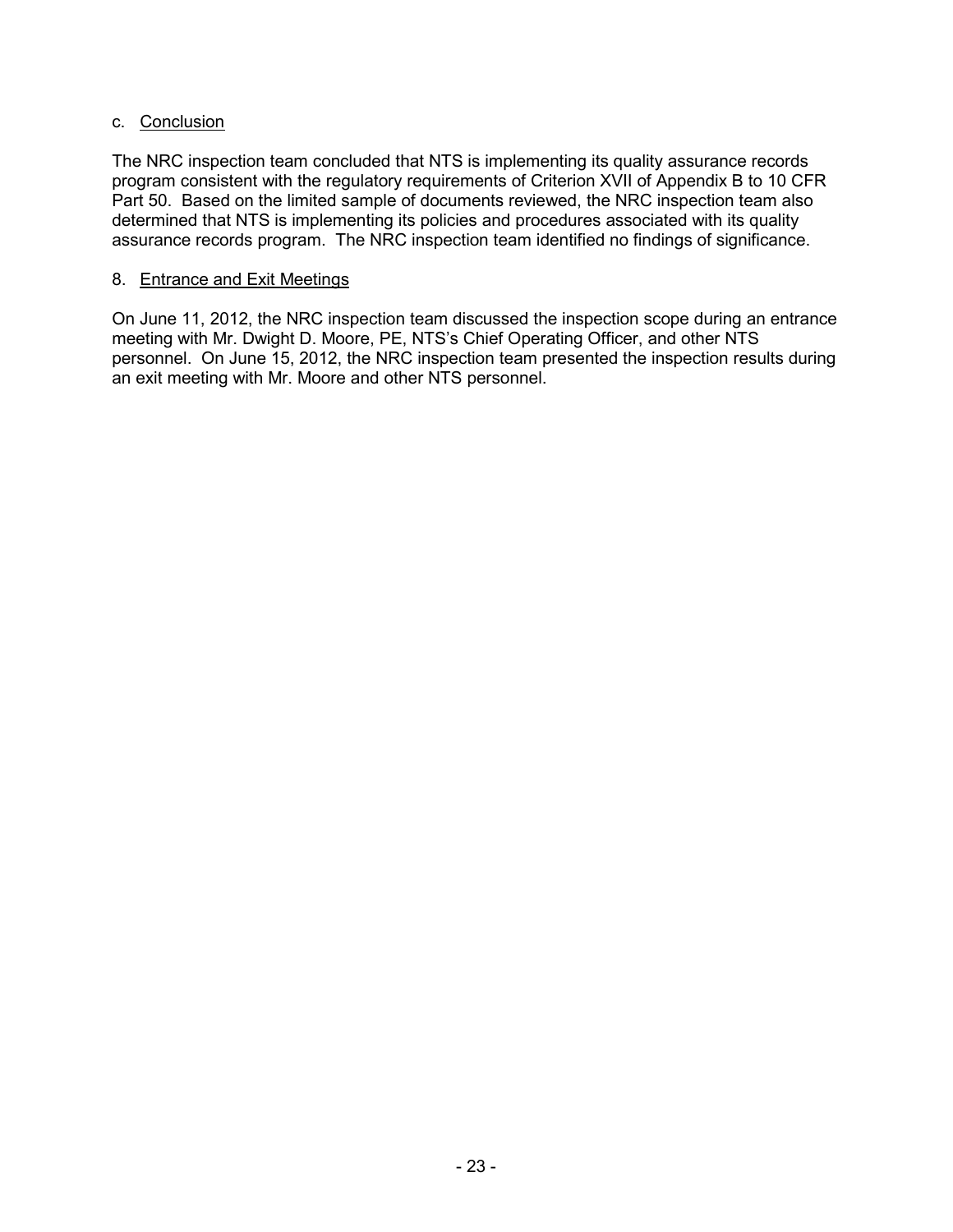c. Conclusion

The NRC inspection team concluded that NTS is implementing its quality assurance records program consistent with the regulatory requirements of Criterion XVII of Appendix B to 10 CFR Part 50. Based on the limited sample of documents reviewed, the NRC inspection team also determined that NTS is implementing its policies and procedures associated with its quality assurance records program. The NRC inspection team identified no findings of significance.

8. Entrance and Exit Meetings

On June 11, 2012, the NRC inspection team discussed the inspection scope during an entrance meeting with Mr. Dwight D. Moore, PE, NTS's Chief Operating Officer, and other NTS personnel. On June 15, 2012, the NRC inspection team presented the inspection results during an exit meeting with Mr. Moore and other NTS personnel.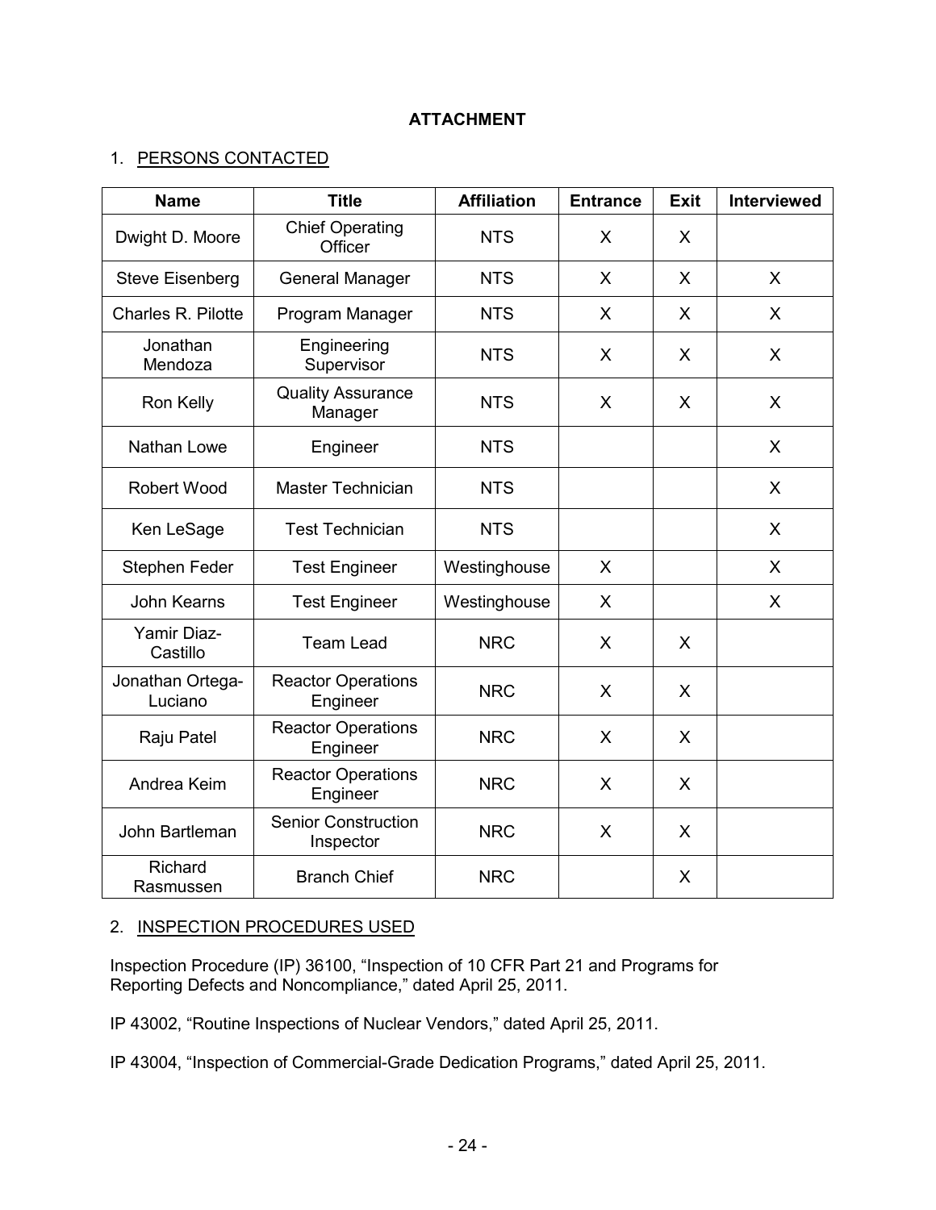# ATTACHMENT

## 1. PERSONS CONTACTED

| Name | Title | Affiliation | Entrance | Exit | Interviewed |
|---|---|---|---|---|---|
| Dwight D. Moore | Chief Operating Officer | NTS | X | X | |
| Steve Eisenberg | General Manager | NTS | X | X | X |
| Charles R. Pilotte | Program Manager | NTS | X | X | X |
| Jonathan Mendoza | Engineering Supervisor | NTS | X | X | X |
| Ron Kelly | Quality Assurance Manager | NTS | X | X | X |
| Nathan Lowe | Engineer | NTS | | | X |
| Robert Wood | Master Technician | NTS | | | X |
| Ken LeSage | Test Technician | NTS | | | X |
| Stephen Feder | Test Engineer | Westinghouse | X | | X |
| John Kearns | Test Engineer | Westinghouse | X | | X |
| Yamir Diaz-Castillo | Team Lead | NRC | X | X | |
| Jonathan Ortega-Luciano | Reactor Operations Engineer | NRC | X | X | |
| Raju Patel | Reactor Operations Engineer | NRC | X | X | |
| Andrea Keim | Reactor Operations Engineer | NRC | X | X | |
| John Bartleman | Senior Construction Inspector | NRC | X | X | |
| Richard Rasmussen | Branch Chief | NRC | | X | |

## 2. INSPECTION PROCEDURES USED

Inspection Procedure (IP) 36100, "Inspection of 10 CFR Part 21 and Programs for Reporting Defects and Noncompliance," dated April 25, 2011.

IP 43002, "Routine Inspections of Nuclear Vendors," dated April 25, 2011.

IP 43004, "Inspection of Commercial-Grade Dedication Programs," dated April 25, 2011.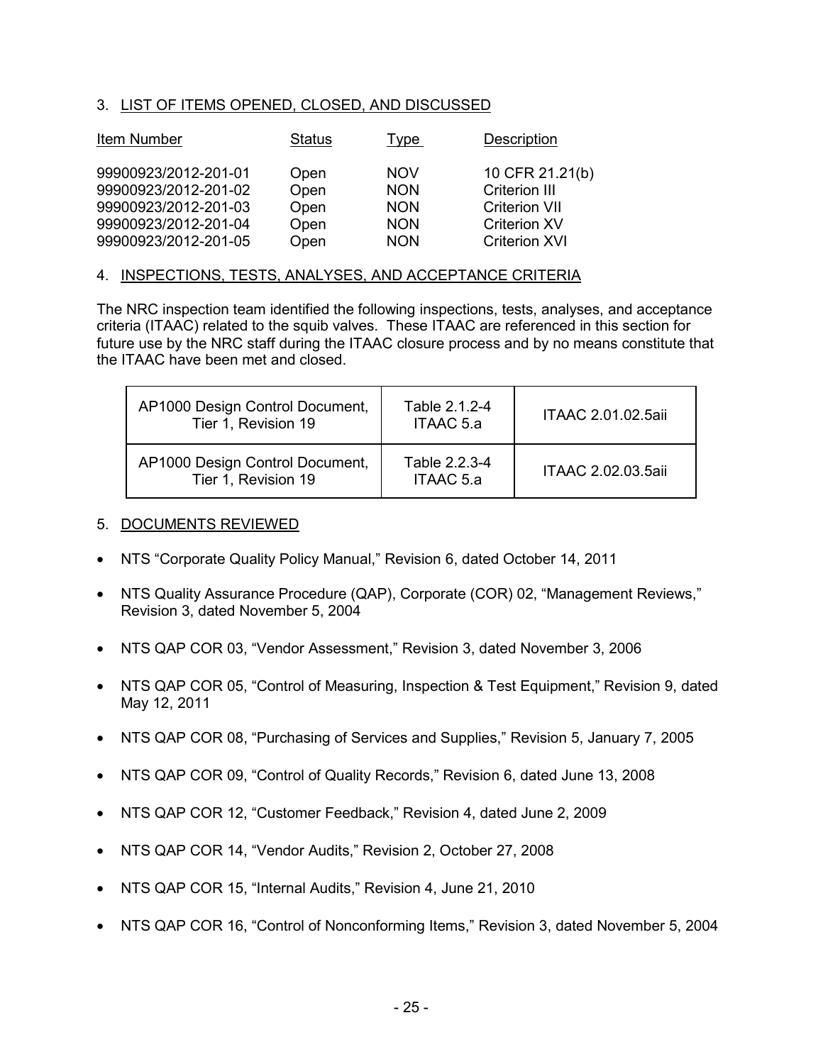## 3. LIST OF ITEMS OPENED, CLOSED, AND DISCUSSED

| Item Number | Status | Type | Description |
|---|---|---|---|
| 99900923/2012-201-01 | Open | NOV | 10 CFR 21.21(b) |
| 99900923/2012-201-02 | Open | NON | Criterion III |
| 99900923/2012-201-03 | Open | NON | Criterion VII |
| 99900923/2012-201-04 | Open | NON | Criterion XV |
| 99900923/2012-201-05 | Open | NON | Criterion XVI |

## 4. INSPECTIONS, TESTS, ANALYSES, AND ACCEPTANCE CRITERIA

The NRC inspection team identified the following inspections, tests, analyses, and acceptance criteria (ITAAC) related to the squib valves. These ITAAC are referenced in this section for future use by the NRC staff during the ITAAC closure process and by no means constitute that the ITAAC have been met and closed.

| | | |
|---|---|---|
| AP1000 Design Control Document, Tier 1, Revision 19 | Table 2.1.2-4 ITAAC 5.a | ITAAC 2.01.02.5aii |
| AP1000 Design Control Document, Tier 1, Revision 19 | Table 2.2.3-4 ITAAC 5.a | ITAAC 2.02.03.5aii |

## 5. DOCUMENTS REVIEWED

- NTS "Corporate Quality Policy Manual," Revision 6, dated October 14, 2011
- NTS Quality Assurance Procedure (QAP), Corporate (COR) 02, "Management Reviews," Revision 3, dated November 5, 2004
- NTS QAP COR 03, "Vendor Assessment," Revision 3, dated November 3, 2006
- NTS QAP COR 05, "Control of Measuring, Inspection & Test Equipment," Revision 9, dated May 12, 2011
- NTS QAP COR 08, "Purchasing of Services and Supplies," Revision 5, January 7, 2005
- NTS QAP COR 09, "Control of Quality Records," Revision 6, dated June 13, 2008
- NTS QAP COR 12, "Customer Feedback," Revision 4, dated June 2, 2009
- NTS QAP COR 14, "Vendor Audits," Revision 2, October 27, 2008
- NTS QAP COR 15, "Internal Audits," Revision 4, June 21, 2010
- NTS QAP COR 16, "Control of Nonconforming Items," Revision 3, dated November 5, 2004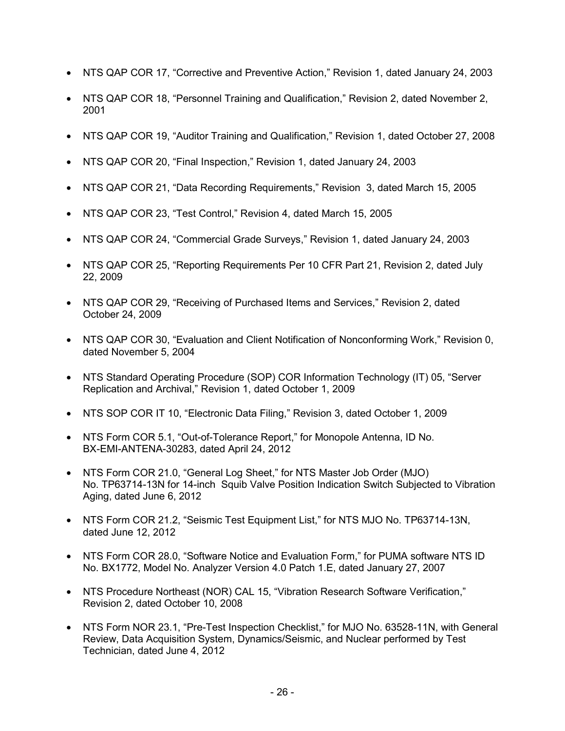- NTS QAP COR 17, "Corrective and Preventive Action," Revision 1, dated January 24, 2003
- NTS QAP COR 18, "Personnel Training and Qualification," Revision 2, dated November 2, 2001
- NTS QAP COR 19, "Auditor Training and Qualification," Revision 1, dated October 27, 2008
- NTS QAP COR 20, "Final Inspection," Revision 1, dated January 24, 2003
- NTS QAP COR 21, "Data Recording Requirements," Revision 3, dated March 15, 2005
- NTS QAP COR 23, "Test Control," Revision 4, dated March 15, 2005
- NTS QAP COR 24, "Commercial Grade Surveys," Revision 1, dated January 24, 2003
- NTS QAP COR 25, "Reporting Requirements Per 10 CFR Part 21, Revision 2, dated July 22, 2009
- NTS QAP COR 29, "Receiving of Purchased Items and Services," Revision 2, dated October 24, 2009
- NTS QAP COR 30, "Evaluation and Client Notification of Nonconforming Work," Revision 0, dated November 5, 2004
- NTS Standard Operating Procedure (SOP) COR Information Technology (IT) 05, "Server Replication and Archival," Revision 1, dated October 1, 2009
- NTS SOP COR IT 10, "Electronic Data Filing," Revision 3, dated October 1, 2009
- NTS Form COR 5.1, "Out-of-Tolerance Report," for Monopole Antenna, ID No. BX-EMI-ANTENA-30283, dated April 24, 2012
- NTS Form COR 21.0, "General Log Sheet," for NTS Master Job Order (MJO) No. TP63714-13N for 14-inch Squib Valve Position Indication Switch Subjected to Vibration Aging, dated June 6, 2012
- NTS Form COR 21.2, "Seismic Test Equipment List," for NTS MJO No. TP63714-13N, dated June 12, 2012
- NTS Form COR 28.0, "Software Notice and Evaluation Form," for PUMA software NTS ID No. BX1772, Model No. Analyzer Version 4.0 Patch 1.E, dated January 27, 2007
- NTS Procedure Northeast (NOR) CAL 15, "Vibration Research Software Verification," Revision 2, dated October 10, 2008
- NTS Form NOR 23.1, "Pre-Test Inspection Checklist," for MJO No. 63528-11N, with General Review, Data Acquisition System, Dynamics/Seismic, and Nuclear performed by Test Technician, dated June 4, 2012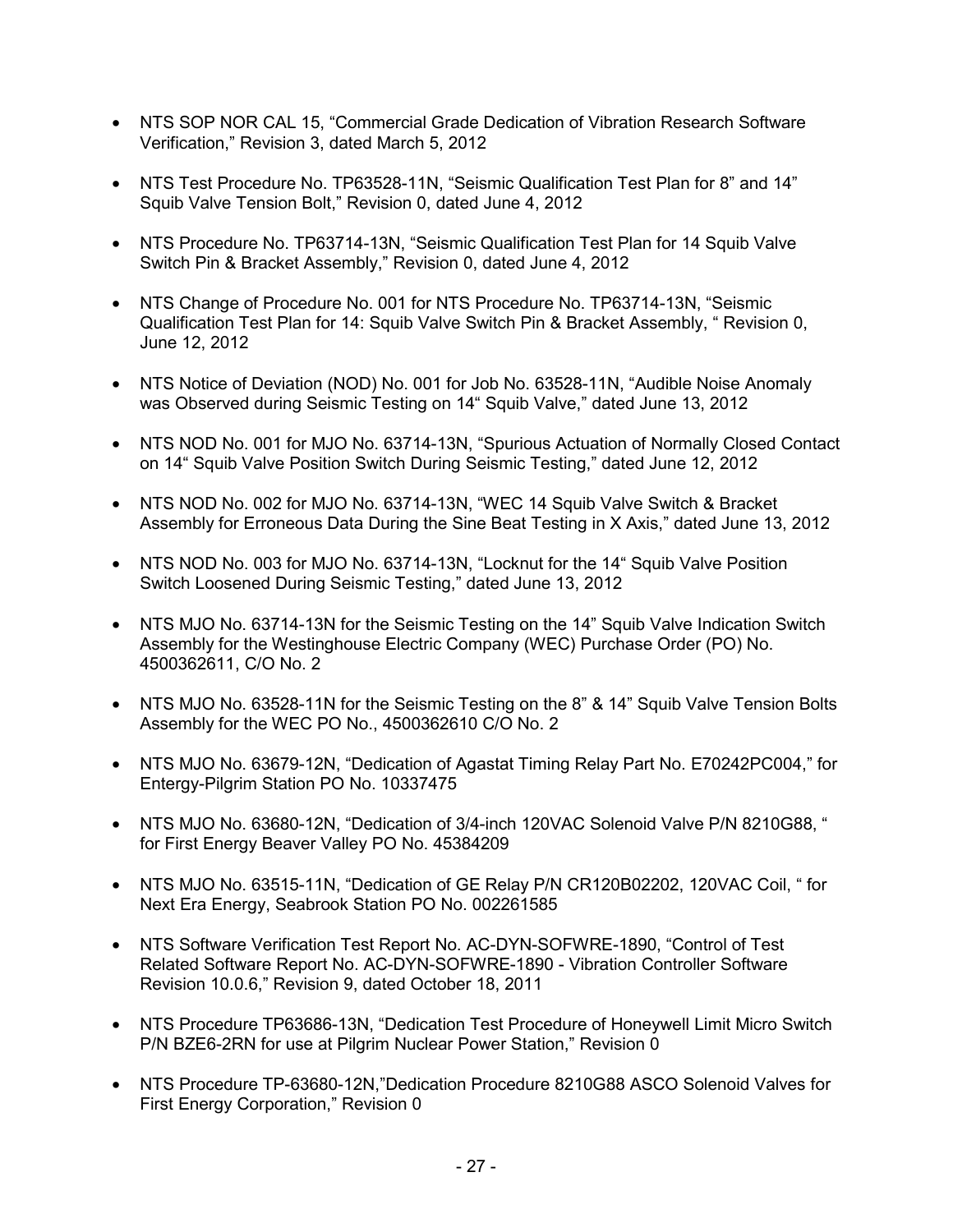- NTS SOP NOR CAL 15, "Commercial Grade Dedication of Vibration Research Software Verification," Revision 3, dated March 5, 2012
- NTS Test Procedure No. TP63528-11N, "Seismic Qualification Test Plan for 8" and 14" Squib Valve Tension Bolt," Revision 0, dated June 4, 2012
- NTS Procedure No. TP63714-13N, "Seismic Qualification Test Plan for 14 Squib Valve Switch Pin & Bracket Assembly," Revision 0, dated June 4, 2012
- NTS Change of Procedure No. 001 for NTS Procedure No. TP63714-13N, "Seismic Qualification Test Plan for 14: Squib Valve Switch Pin & Bracket Assembly, " Revision 0, June 12, 2012
- NTS Notice of Deviation (NOD) No. 001 for Job No. 63528-11N, "Audible Noise Anomaly was Observed during Seismic Testing on 14" Squib Valve," dated June 13, 2012
- NTS NOD No. 001 for MJO No. 63714-13N, "Spurious Actuation of Normally Closed Contact on 14" Squib Valve Position Switch During Seismic Testing," dated June 12, 2012
- NTS NOD No. 002 for MJO No. 63714-13N, "WEC 14 Squib Valve Switch & Bracket Assembly for Erroneous Data During the Sine Beat Testing in X Axis," dated June 13, 2012
- NTS NOD No. 003 for MJO No. 63714-13N, "Locknut for the 14" Squib Valve Position Switch Loosened During Seismic Testing," dated June 13, 2012
- NTS MJO No. 63714-13N for the Seismic Testing on the 14" Squib Valve Indication Switch Assembly for the Westinghouse Electric Company (WEC) Purchase Order (PO) No. 4500362611, C/O No. 2
- NTS MJO No. 63528-11N for the Seismic Testing on the 8" & 14" Squib Valve Tension Bolts Assembly for the WEC PO No., 4500362610 C/O No. 2
- NTS MJO No. 63679-12N, "Dedication of Agastat Timing Relay Part No. E70242PC004," for Entergy-Pilgrim Station PO No. 10337475
- NTS MJO No. 63680-12N, "Dedication of 3/4-inch 120VAC Solenoid Valve P/N 8210G88, " for First Energy Beaver Valley PO No. 45384209
- NTS MJO No. 63515-11N, "Dedication of GE Relay P/N CR120B02202, 120VAC Coil, " for Next Era Energy, Seabrook Station PO No. 002261585
- NTS Software Verification Test Report No. AC-DYN-SOFWRE-1890, "Control of Test Related Software Report No. AC-DYN-SOFWRE-1890 - Vibration Controller Software Revision 10.0.6," Revision 9, dated October 18, 2011
- NTS Procedure TP63686-13N, "Dedication Test Procedure of Honeywell Limit Micro Switch P/N BZE6-2RN for use at Pilgrim Nuclear Power Station," Revision 0
- NTS Procedure TP-63680-12N,"Dedication Procedure 8210G88 ASCO Solenoid Valves for First Energy Corporation," Revision 0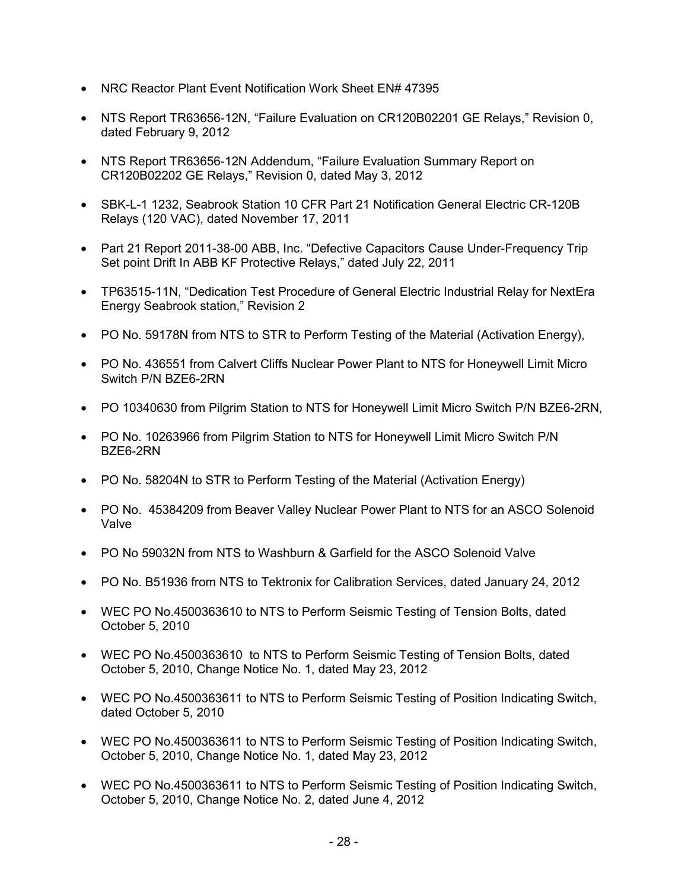- NRC Reactor Plant Event Notification Work Sheet EN# 47395
- NTS Report TR63656-12N, "Failure Evaluation on CR120B02201 GE Relays," Revision 0, dated February 9, 2012
- NTS Report TR63656-12N Addendum, "Failure Evaluation Summary Report on CR120B02202 GE Relays," Revision 0, dated May 3, 2012
- SBK-L-1 1232, Seabrook Station 10 CFR Part 21 Notification General Electric CR-120B Relays (120 VAC), dated November 17, 2011
- Part 21 Report 2011-38-00 ABB, Inc. "Defective Capacitors Cause Under-Frequency Trip Set point Drift In ABB KF Protective Relays," dated July 22, 2011
- TP63515-11N, "Dedication Test Procedure of General Electric Industrial Relay for NextEra Energy Seabrook station," Revision 2
- PO No. 59178N from NTS to STR to Perform Testing of the Material (Activation Energy),
- PO No. 436551 from Calvert Cliffs Nuclear Power Plant to NTS for Honeywell Limit Micro Switch P/N BZE6-2RN
- PO 10340630 from Pilgrim Station to NTS for Honeywell Limit Micro Switch P/N BZE6-2RN,
- PO No. 10263966 from Pilgrim Station to NTS for Honeywell Limit Micro Switch P/N BZE6-2RN
- PO No. 58204N to STR to Perform Testing of the Material (Activation Energy)
- PO No. 45384209 from Beaver Valley Nuclear Power Plant to NTS for an ASCO Solenoid Valve
- PO No 59032N from NTS to Washburn & Garfield for the ASCO Solenoid Valve
- PO No. B51936 from NTS to Tektronix for Calibration Services, dated January 24, 2012
- WEC PO No.4500363610 to NTS to Perform Seismic Testing of Tension Bolts, dated October 5, 2010
- WEC PO No.4500363610 to NTS to Perform Seismic Testing of Tension Bolts, dated October 5, 2010, Change Notice No. 1, dated May 23, 2012
- WEC PO No.4500363611 to NTS to Perform Seismic Testing of Position Indicating Switch, dated October 5, 2010
- WEC PO No.4500363611 to NTS to Perform Seismic Testing of Position Indicating Switch, October 5, 2010, Change Notice No. 1, dated May 23, 2012
- WEC PO No.4500363611 to NTS to Perform Seismic Testing of Position Indicating Switch, October 5, 2010, Change Notice No. 2, dated June 4, 2012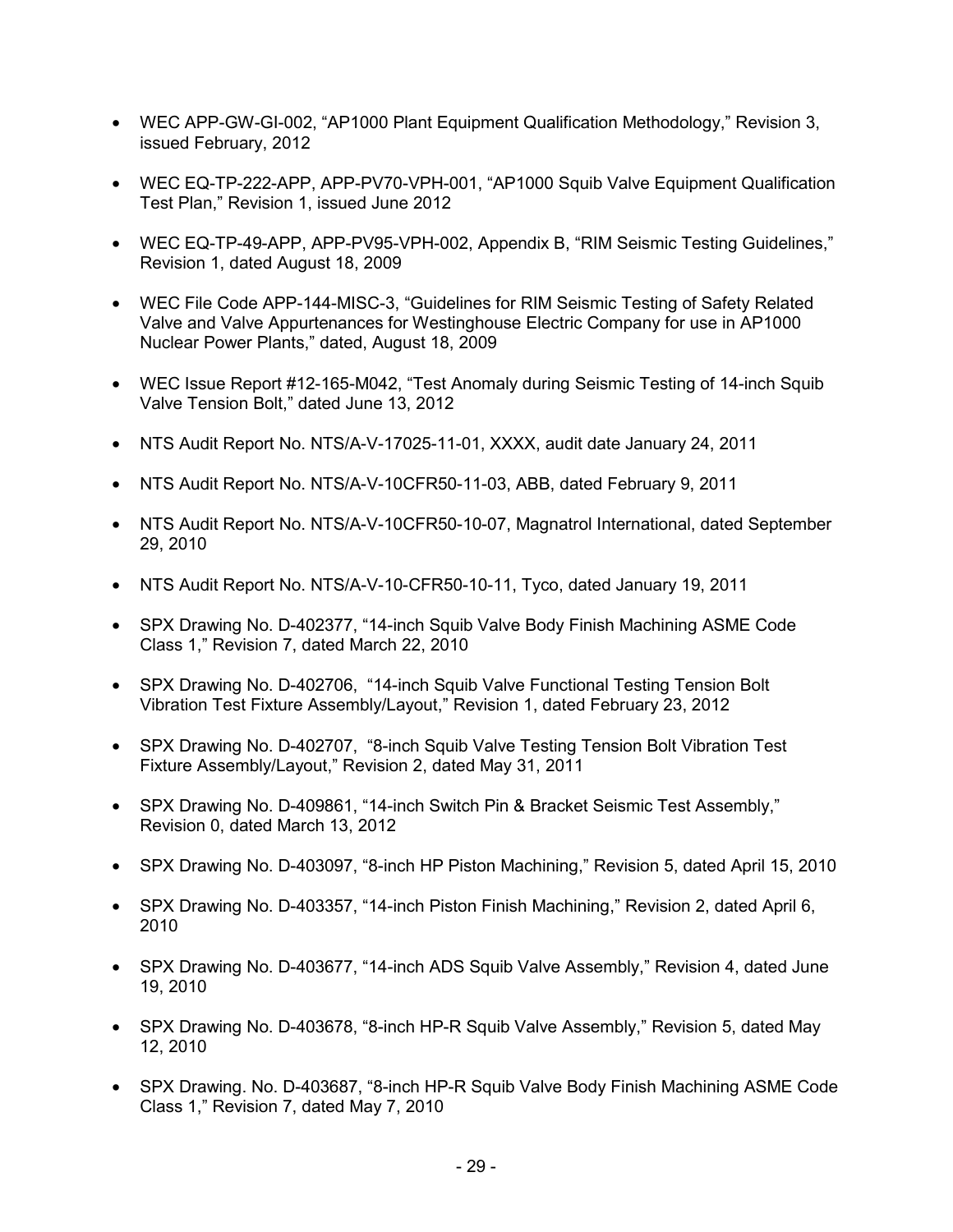- WEC APP-GW-GI-002, "AP1000 Plant Equipment Qualification Methodology," Revision 3, issued February, 2012

- WEC EQ-TP-222-APP, APP-PV70-VPH-001, "AP1000 Squib Valve Equipment Qualification Test Plan," Revision 1, issued June 2012

- WEC EQ-TP-49-APP, APP-PV95-VPH-002, Appendix B, "RIM Seismic Testing Guidelines," Revision 1, dated August 18, 2009

- WEC File Code APP-144-MISC-3, "Guidelines for RIM Seismic Testing of Safety Related Valve and Valve Appurtenances for Westinghouse Electric Company for use in AP1000 Nuclear Power Plants," dated, August 18, 2009

- WEC Issue Report #12-165-M042, "Test Anomaly during Seismic Testing of 14-inch Squib Valve Tension Bolt," dated June 13, 2012

- NTS Audit Report No. NTS/A-V-17025-11-01, XXXX, audit date January 24, 2011

- NTS Audit Report No. NTS/A-V-10CFR50-11-03, ABB, dated February 9, 2011

- NTS Audit Report No. NTS/A-V-10CFR50-10-07, Magnatrol International, dated September 29, 2010

- NTS Audit Report No. NTS/A-V-10-CFR50-10-11, Tyco, dated January 19, 2011

- SPX Drawing No. D-402377, "14-inch Squib Valve Body Finish Machining ASME Code Class 1," Revision 7, dated March 22, 2010

- SPX Drawing No. D-402706, "14-inch Squib Valve Functional Testing Tension Bolt Vibration Test Fixture Assembly/Layout," Revision 1, dated February 23, 2012

- SPX Drawing No. D-402707, "8-inch Squib Valve Testing Tension Bolt Vibration Test Fixture Assembly/Layout," Revision 2, dated May 31, 2011

- SPX Drawing No. D-409861, "14-inch Switch Pin & Bracket Seismic Test Assembly," Revision 0, dated March 13, 2012

- SPX Drawing No. D-403097, "8-inch HP Piston Machining," Revision 5, dated April 15, 2010

- SPX Drawing No. D-403357, "14-inch Piston Finish Machining," Revision 2, dated April 6, 2010

- SPX Drawing No. D-403677, "14-inch ADS Squib Valve Assembly," Revision 4, dated June 19, 2010

- SPX Drawing No. D-403678, "8-inch HP-R Squib Valve Assembly," Revision 5, dated May 12, 2010

- SPX Drawing. No. D-403687, "8-inch HP-R Squib Valve Body Finish Machining ASME Code Class 1," Revision 7, dated May 7, 2010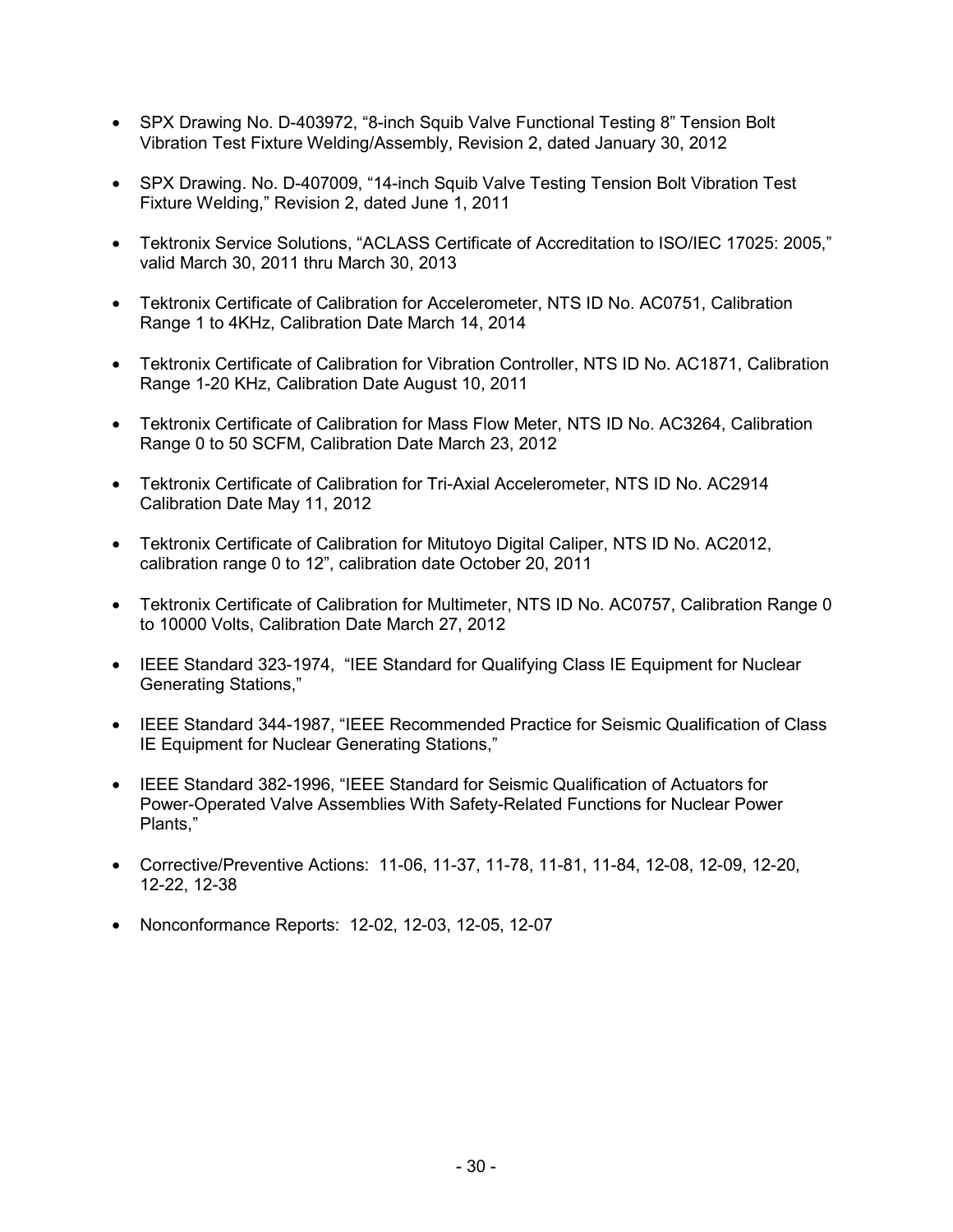- SPX Drawing No. D-403972, "8-inch Squib Valve Functional Testing 8" Tension Bolt Vibration Test Fixture Welding/Assembly, Revision 2, dated January 30, 2012

- SPX Drawing. No. D-407009, "14-inch Squib Valve Testing Tension Bolt Vibration Test Fixture Welding," Revision 2, dated June 1, 2011

- Tektronix Service Solutions, "ACLASS Certificate of Accreditation to ISO/IEC 17025: 2005," valid March 30, 2011 thru March 30, 2013

- Tektronix Certificate of Calibration for Accelerometer, NTS ID No. AC0751, Calibration Range 1 to 4KHz, Calibration Date March 14, 2014

- Tektronix Certificate of Calibration for Vibration Controller, NTS ID No. AC1871, Calibration Range 1-20 KHz, Calibration Date August 10, 2011

- Tektronix Certificate of Calibration for Mass Flow Meter, NTS ID No. AC3264, Calibration Range 0 to 50 SCFM, Calibration Date March 23, 2012

- Tektronix Certificate of Calibration for Tri-Axial Accelerometer, NTS ID No. AC2914 Calibration Date May 11, 2012

- Tektronix Certificate of Calibration for Mitutoyo Digital Caliper, NTS ID No. AC2012, calibration range 0 to 12", calibration date October 20, 2011

- Tektronix Certificate of Calibration for Multimeter, NTS ID No. AC0757, Calibration Range 0 to 10000 Volts, Calibration Date March 27, 2012

- IEEE Standard 323-1974, "IEE Standard for Qualifying Class IE Equipment for Nuclear Generating Stations,"

- IEEE Standard 344-1987, "IEEE Recommended Practice for Seismic Qualification of Class IE Equipment for Nuclear Generating Stations,"

- IEEE Standard 382-1996, "IEEE Standard for Seismic Qualification of Actuators for Power-Operated Valve Assemblies With Safety-Related Functions for Nuclear Power Plants,"

- Corrective/Preventive Actions: 11-06, 11-37, 11-78, 11-81, 11-84, 12-08, 12-09, 12-20, 12-22, 12-38

- Nonconformance Reports: 12-02, 12-03, 12-05, 12-07